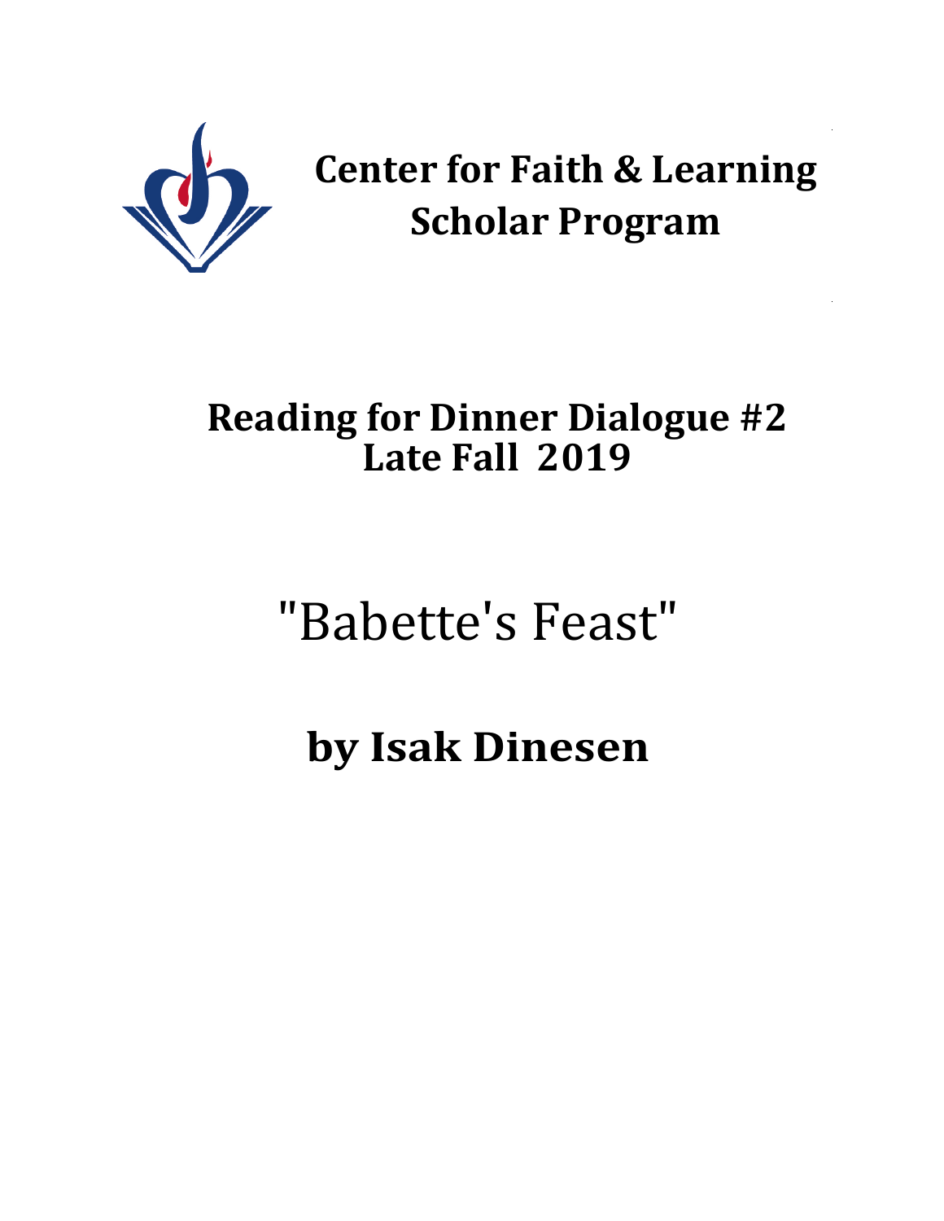# Center for Faith & Learning Scholar Program

## Reading for Dinner Dialogue #2
## Late Fall 2019

# "Babette's Feast"

## by Isak Dinesen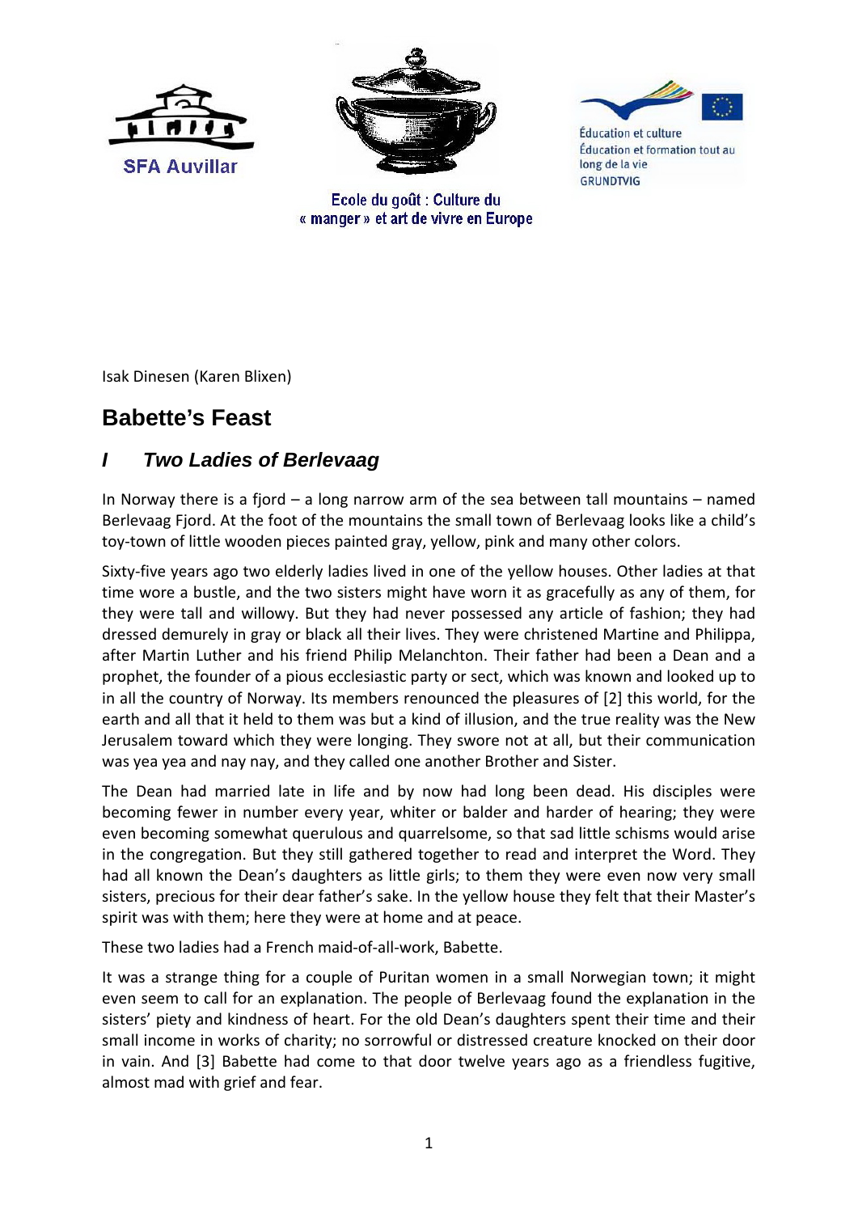SFA Auvillar

Ecole du goût : Culture du « manger » et art de vivre en Europe

Éducation et culture
Éducation et formation tout au long de la vie
GRUNDTVIG

Isak Dinesen (Karen Blixen)

# Babette's Feast

## *I Two Ladies of Berlevaag*

In Norway there is a fjord – a long narrow arm of the sea between tall mountains – named Berlevaag Fjord. At the foot of the mountains the small town of Berlevaag looks like a child's toy-town of little wooden pieces painted gray, yellow, pink and many other colors.

Sixty-five years ago two elderly ladies lived in one of the yellow houses. Other ladies at that time wore a bustle, and the two sisters might have worn it as gracefully as any of them, for they were tall and willowy. But they had never possessed any article of fashion; they had dressed demurely in gray or black all their lives. They were christened Martine and Philippa, after Martin Luther and his friend Philip Melanchton. Their father had been a Dean and a prophet, the founder of a pious ecclesiastic party or sect, which was known and looked up to in all the country of Norway. Its members renounced the pleasures of [2] this world, for the earth and all that it held to them was but a kind of illusion, and the true reality was the New Jerusalem toward which they were longing. They swore not at all, but their communication was yea yea and nay nay, and they called one another Brother and Sister.

The Dean had married late in life and by now had long been dead. His disciples were becoming fewer in number every year, whiter or balder and harder of hearing; they were even becoming somewhat querulous and quarrelsome, so that sad little schisms would arise in the congregation. But they still gathered together to read and interpret the Word. They had all known the Dean's daughters as little girls; to them they were even now very small sisters, precious for their dear father's sake. In the yellow house they felt that their Master's spirit was with them; here they were at home and at peace.

These two ladies had a French maid-of-all-work, Babette.

It was a strange thing for a couple of Puritan women in a small Norwegian town; it might even seem to call for an explanation. The people of Berlevaag found the explanation in the sisters' piety and kindness of heart. For the old Dean's daughters spent their time and their small income in works of charity; no sorrowful or distressed creature knocked on their door in vain. And [3] Babette had come to that door twelve years ago as a friendless fugitive, almost mad with grief and fear.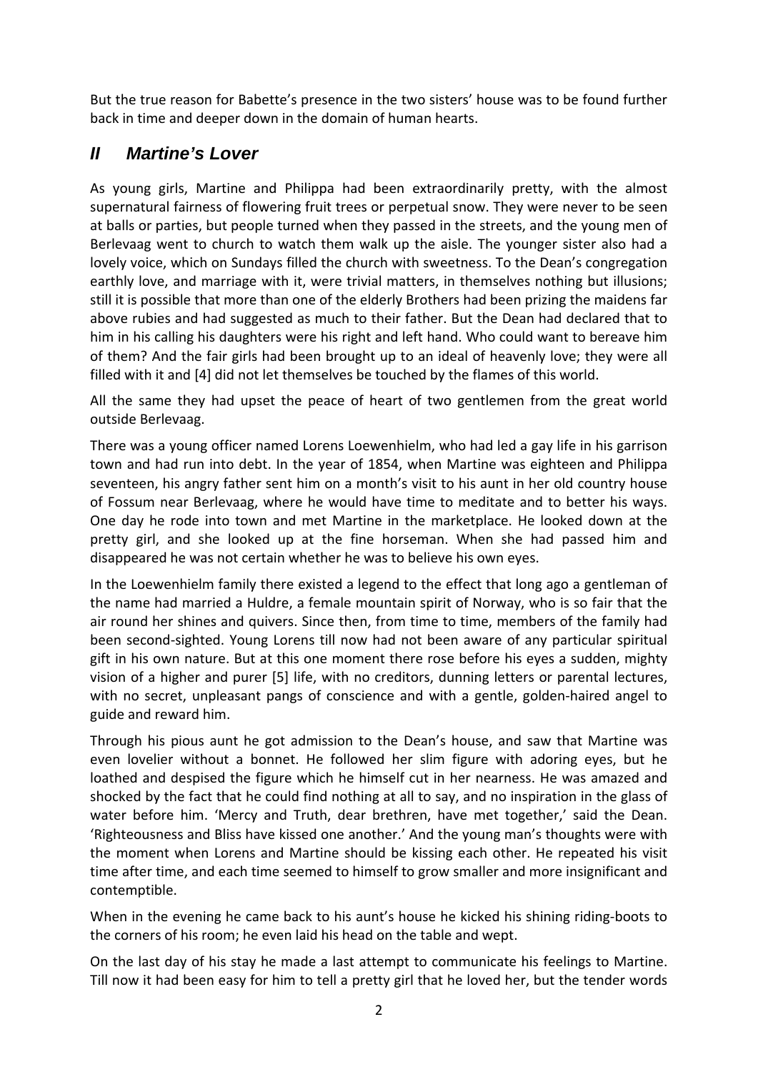But the true reason for Babette's presence in the two sisters' house was to be found further back in time and deeper down in the domain of human hearts.

## *II Martine's Lover*

As young girls, Martine and Philippa had been extraordinarily pretty, with the almost supernatural fairness of flowering fruit trees or perpetual snow. They were never to be seen at balls or parties, but people turned when they passed in the streets, and the young men of Berlevaag went to church to watch them walk up the aisle. The younger sister also had a lovely voice, which on Sundays filled the church with sweetness. To the Dean's congregation earthly love, and marriage with it, were trivial matters, in themselves nothing but illusions; still it is possible that more than one of the elderly Brothers had been prizing the maidens far above rubies and had suggested as much to their father. But the Dean had declared that to him in his calling his daughters were his right and left hand. Who could want to bereave him of them? And the fair girls had been brought up to an ideal of heavenly love; they were all filled with it and [4] did not let themselves be touched by the flames of this world.

All the same they had upset the peace of heart of two gentlemen from the great world outside Berlevaag.

There was a young officer named Lorens Loewenhielm, who had led a gay life in his garrison town and had run into debt. In the year of 1854, when Martine was eighteen and Philippa seventeen, his angry father sent him on a month's visit to his aunt in her old country house of Fossum near Berlevaag, where he would have time to meditate and to better his ways. One day he rode into town and met Martine in the marketplace. He looked down at the pretty girl, and she looked up at the fine horseman. When she had passed him and disappeared he was not certain whether he was to believe his own eyes.

In the Loewenhielm family there existed a legend to the effect that long ago a gentleman of the name had married a Huldre, a female mountain spirit of Norway, who is so fair that the air round her shines and quivers. Since then, from time to time, members of the family had been second-sighted. Young Lorens till now had not been aware of any particular spiritual gift in his own nature. But at this one moment there rose before his eyes a sudden, mighty vision of a higher and purer [5] life, with no creditors, dunning letters or parental lectures, with no secret, unpleasant pangs of conscience and with a gentle, golden-haired angel to guide and reward him.

Through his pious aunt he got admission to the Dean's house, and saw that Martine was even lovelier without a bonnet. He followed her slim figure with adoring eyes, but he loathed and despised the figure which he himself cut in her nearness. He was amazed and shocked by the fact that he could find nothing at all to say, and no inspiration in the glass of water before him. 'Mercy and Truth, dear brethren, have met together,' said the Dean. 'Righteousness and Bliss have kissed one another.' And the young man's thoughts were with the moment when Lorens and Martine should be kissing each other. He repeated his visit time after time, and each time seemed to himself to grow smaller and more insignificant and contemptible.

When in the evening he came back to his aunt's house he kicked his shining riding-boots to the corners of his room; he even laid his head on the table and wept.

On the last day of his stay he made a last attempt to communicate his feelings to Martine. Till now it had been easy for him to tell a pretty girl that he loved her, but the tender words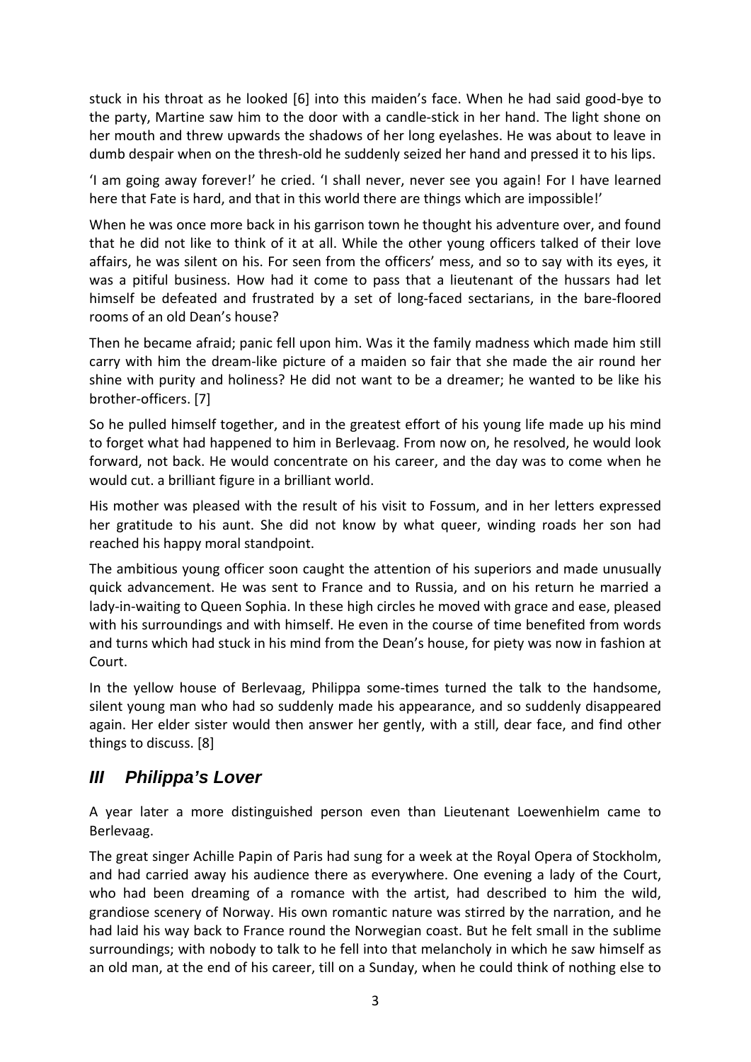stuck in his throat as he looked [6] into this maiden's face. When he had said good-bye to the party, Martine saw him to the door with a candle-stick in her hand. The light shone on her mouth and threw upwards the shadows of her long eyelashes. He was about to leave in dumb despair when on the thresh-old he suddenly seized her hand and pressed it to his lips.

'I am going away forever!' he cried. 'I shall never, never see you again! For I have learned here that Fate is hard, and that in this world there are things which are impossible!'

When he was once more back in his garrison town he thought his adventure over, and found that he did not like to think of it at all. While the other young officers talked of their love affairs, he was silent on his. For seen from the officers' mess, and so to say with its eyes, it was a pitiful business. How had it come to pass that a lieutenant of the hussars had let himself be defeated and frustrated by a set of long-faced sectarians, in the bare-floored rooms of an old Dean's house?

Then he became afraid; panic fell upon him. Was it the family madness which made him still carry with him the dream-like picture of a maiden so fair that she made the air round her shine with purity and holiness? He did not want to be a dreamer; he wanted to be like his brother-officers. [7]

So he pulled himself together, and in the greatest effort of his young life made up his mind to forget what had happened to him in Berlevaag. From now on, he resolved, he would look forward, not back. He would concentrate on his career, and the day was to come when he would cut. a brilliant figure in a brilliant world.

His mother was pleased with the result of his visit to Fossum, and in her letters expressed her gratitude to his aunt. She did not know by what queer, winding roads her son had reached his happy moral standpoint.

The ambitious young officer soon caught the attention of his superiors and made unusually quick advancement. He was sent to France and to Russia, and on his return he married a lady-in-waiting to Queen Sophia. In these high circles he moved with grace and ease, pleased with his surroundings and with himself. He even in the course of time benefited from words and turns which had stuck in his mind from the Dean's house, for piety was now in fashion at Court.

In the yellow house of Berlevaag, Philippa some-times turned the talk to the handsome, silent young man who had so suddenly made his appearance, and so suddenly disappeared again. Her elder sister would then answer her gently, with a still, dear face, and find other things to discuss. [8]

## *III Philippa's Lover*

A year later a more distinguished person even than Lieutenant Loewenhielm came to Berlevaag.

The great singer Achille Papin of Paris had sung for a week at the Royal Opera of Stockholm, and had carried away his audience there as everywhere. One evening a lady of the Court, who had been dreaming of a romance with the artist, had described to him the wild, grandiose scenery of Norway. His own romantic nature was stirred by the narration, and he had laid his way back to France round the Norwegian coast. But he felt small in the sublime surroundings; with nobody to talk to he fell into that melancholy in which he saw himself as an old man, at the end of his career, till on a Sunday, when he could think of nothing else to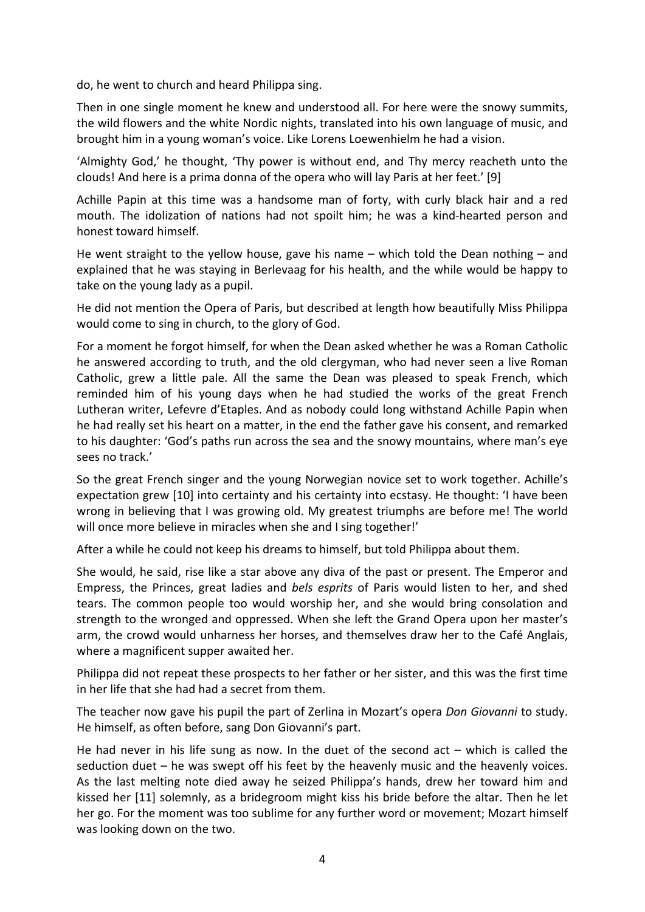do, he went to church and heard Philippa sing.

Then in one single moment he knew and understood all. For here were the snowy summits, the wild flowers and the white Nordic nights, translated into his own language of music, and brought him in a young woman's voice. Like Lorens Loewenhielm he had a vision.

'Almighty God,' he thought, 'Thy power is without end, and Thy mercy reacheth unto the clouds! And here is a prima donna of the opera who will lay Paris at her feet.' [9]

Achille Papin at this time was a handsome man of forty, with curly black hair and a red mouth. The idolization of nations had not spoilt him; he was a kind-hearted person and honest toward himself.

He went straight to the yellow house, gave his name – which told the Dean nothing – and explained that he was staying in Berlevaag for his health, and the while would be happy to take on the young lady as a pupil.

He did not mention the Opera of Paris, but described at length how beautifully Miss Philippa would come to sing in church, to the glory of God.

For a moment he forgot himself, for when the Dean asked whether he was a Roman Catholic he answered according to truth, and the old clergyman, who had never seen a live Roman Catholic, grew a little pale. All the same the Dean was pleased to speak French, which reminded him of his young days when he had studied the works of the great French Lutheran writer, Lefevre d'Etaples. And as nobody could long withstand Achille Papin when he had really set his heart on a matter, in the end the father gave his consent, and remarked to his daughter: 'God's paths run across the sea and the snowy mountains, where man's eye sees no track.'

So the great French singer and the young Norwegian novice set to work together. Achille's expectation grew [10] into certainty and his certainty into ecstasy. He thought: 'I have been wrong in believing that I was growing old. My greatest triumphs are before me! The world will once more believe in miracles when she and I sing together!'

After a while he could not keep his dreams to himself, but told Philippa about them.

She would, he said, rise like a star above any diva of the past or present. The Emperor and Empress, the Princes, great ladies and *bels esprits* of Paris would listen to her, and shed tears. The common people too would worship her, and she would bring consolation and strength to the wronged and oppressed. When she left the Grand Opera upon her master's arm, the crowd would unharness her horses, and themselves draw her to the Café Anglais, where a magnificent supper awaited her.

Philippa did not repeat these prospects to her father or her sister, and this was the first time in her life that she had had a secret from them.

The teacher now gave his pupil the part of Zerlina in Mozart's opera *Don Giovanni* to study. He himself, as often before, sang Don Giovanni's part.

He had never in his life sung as now. In the duet of the second act – which is called the seduction duet – he was swept off his feet by the heavenly music and the heavenly voices. As the last melting note died away he seized Philippa's hands, drew her toward him and kissed her [11] solemnly, as a bridegroom might kiss his bride before the altar. Then he let her go. For the moment was too sublime for any further word or movement; Mozart himself was looking down on the two.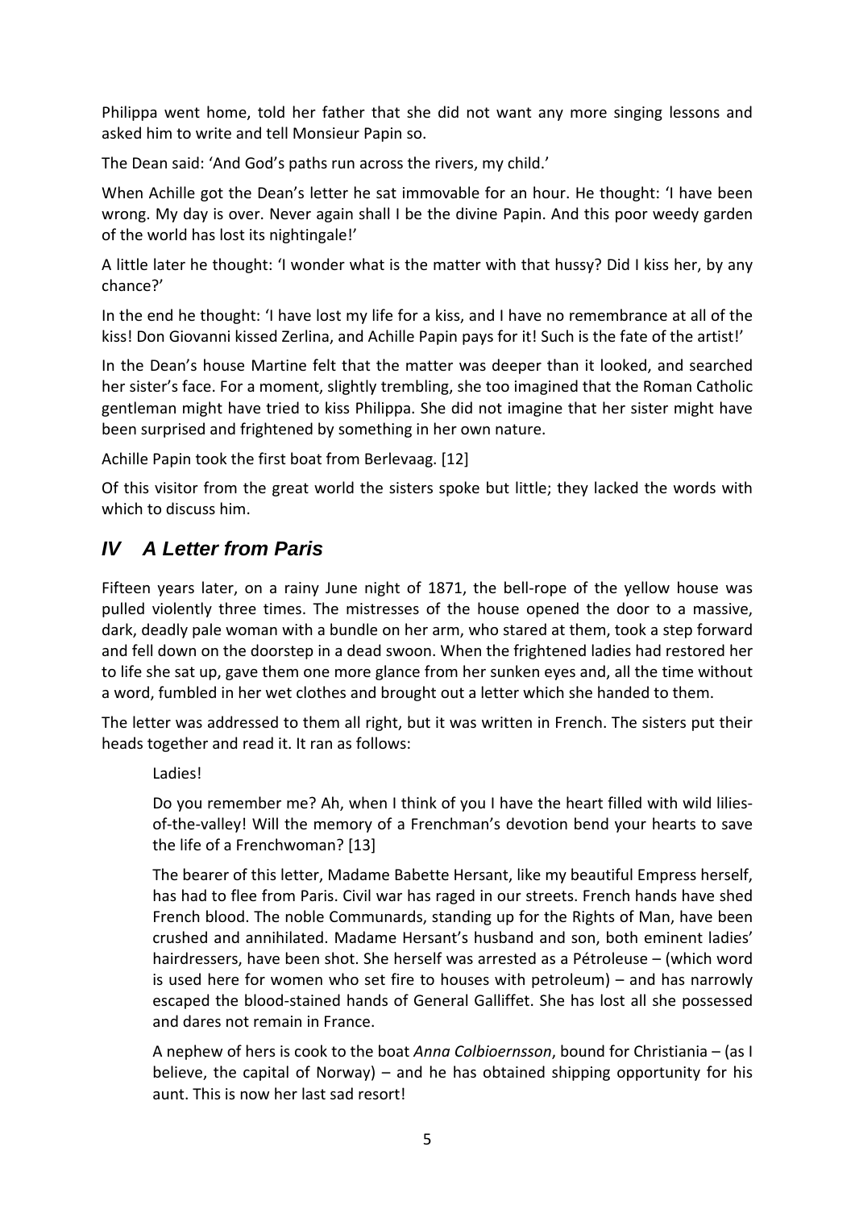Philippa went home, told her father that she did not want any more singing lessons and asked him to write and tell Monsieur Papin so.

The Dean said: 'And God's paths run across the rivers, my child.'

When Achille got the Dean's letter he sat immovable for an hour. He thought: 'I have been wrong. My day is over. Never again shall I be the divine Papin. And this poor weedy garden of the world has lost its nightingale!'

A little later he thought: 'I wonder what is the matter with that hussy? Did I kiss her, by any chance?'

In the end he thought: 'I have lost my life for a kiss, and I have no remembrance at all of the kiss! Don Giovanni kissed Zerlina, and Achille Papin pays for it! Such is the fate of the artist!'

In the Dean's house Martine felt that the matter was deeper than it looked, and searched her sister's face. For a moment, slightly trembling, she too imagined that the Roman Catholic gentleman might have tried to kiss Philippa. She did not imagine that her sister might have been surprised and frightened by something in her own nature.

Achille Papin took the first boat from Berlevaag. [12]

Of this visitor from the great world the sisters spoke but little; they lacked the words with which to discuss him.

## *IV A Letter from Paris*

Fifteen years later, on a rainy June night of 1871, the bell-rope of the yellow house was pulled violently three times. The mistresses of the house opened the door to a massive, dark, deadly pale woman with a bundle on her arm, who stared at them, took a step forward and fell down on the doorstep in a dead swoon. When the frightened ladies had restored her to life she sat up, gave them one more glance from her sunken eyes and, all the time without a word, fumbled in her wet clothes and brought out a letter which she handed to them.

The letter was addressed to them all right, but it was written in French. The sisters put their heads together and read it. It ran as follows:

> Ladies!
>
> Do you remember me? Ah, when I think of you I have the heart filled with wild lilies-of-the-valley! Will the memory of a Frenchman's devotion bend your hearts to save the life of a Frenchwoman? [13]
>
> The bearer of this letter, Madame Babette Hersant, like my beautiful Empress herself, has had to flee from Paris. Civil war has raged in our streets. French hands have shed French blood. The noble Communards, standing up for the Rights of Man, have been crushed and annihilated. Madame Hersant's husband and son, both eminent ladies' hairdressers, have been shot. She herself was arrested as a Pétroleuse – (which word is used here for women who set fire to houses with petroleum) – and has narrowly escaped the blood-stained hands of General Galliffet. She has lost all she possessed and dares not remain in France.
>
> A nephew of hers is cook to the boat *Anna Colbioernsson*, bound for Christiania – (as I believe, the capital of Norway) – and he has obtained shipping opportunity for his aunt. This is now her last sad resort!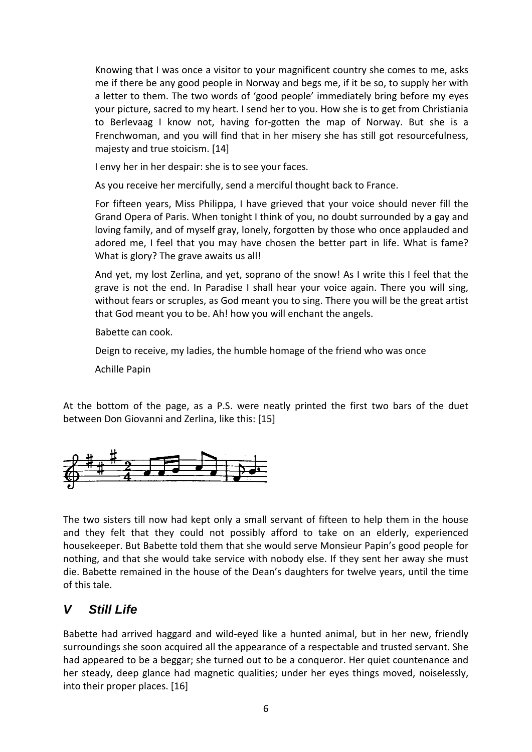Knowing that I was once a visitor to your magnificent country she comes to me, asks me if there be any good people in Norway and begs me, if it be so, to supply her with a letter to them. The two words of 'good people' immediately bring before my eyes your picture, sacred to my heart. I send her to you. How she is to get from Christiania to Berlevaag I know not, having for-gotten the map of Norway. But she is a Frenchwoman, and you will find that in her misery she has still got resourcefulness, majesty and true stoicism. [14]

I envy her in her despair: she is to see your faces.

As you receive her mercifully, send a merciful thought back to France.

For fifteen years, Miss Philippa, I have grieved that your voice should never fill the Grand Opera of Paris. When tonight I think of you, no doubt surrounded by a gay and loving family, and of myself gray, lonely, forgotten by those who once applauded and adored me, I feel that you may have chosen the better part in life. What is fame? What is glory? The grave awaits us all!

And yet, my lost Zerlina, and yet, soprano of the snow! As I write this I feel that the grave is not the end. In Paradise I shall hear your voice again. There you will sing, without fears or scruples, as God meant you to sing. There you will be the great artist that God meant you to be. Ah! how you will enchant the angels.

Babette can cook.

Deign to receive, my ladies, the humble homage of the friend who was once

Achille Papin

At the bottom of the page, as a P.S. were neatly printed the first two bars of the duet between Don Giovanni and Zerlina, like this: [15]

The two sisters till now had kept only a small servant of fifteen to help them in the house and they felt that they could not possibly afford to take on an elderly, experienced housekeeper. But Babette told them that she would serve Monsieur Papin's good people for nothing, and that she would take service with nobody else. If they sent her away she must die. Babette remained in the house of the Dean's daughters for twelve years, until the time of this tale.

## *V Still Life*

Babette had arrived haggard and wild-eyed like a hunted animal, but in her new, friendly surroundings she soon acquired all the appearance of a respectable and trusted servant. She had appeared to be a beggar; she turned out to be a conqueror. Her quiet countenance and her steady, deep glance had magnetic qualities; under her eyes things moved, noiselessly, into their proper places. [16]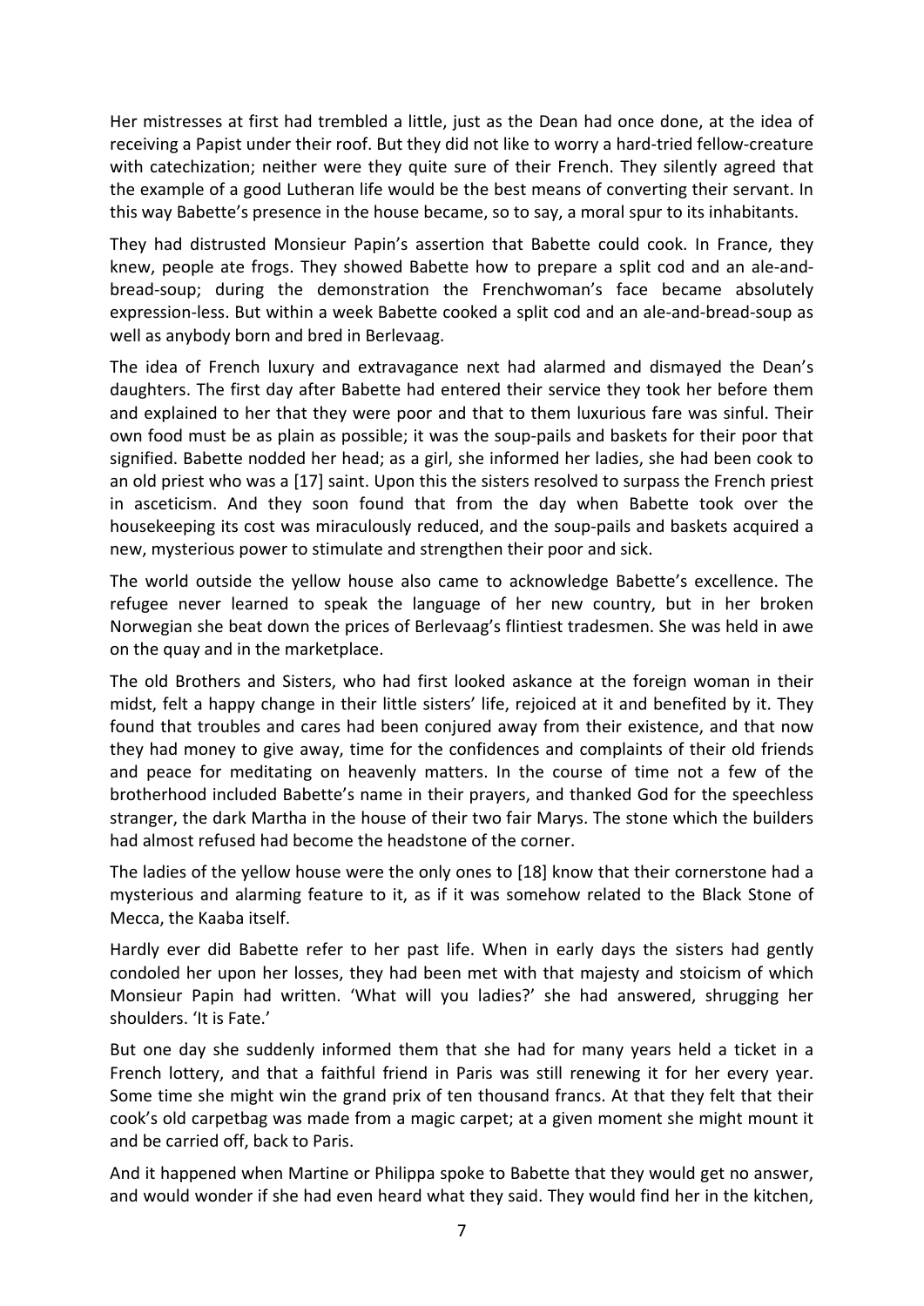Her mistresses at first had trembled a little, just as the Dean had once done, at the idea of receiving a Papist under their roof. But they did not like to worry a hard-tried fellow-creature with catechization; neither were they quite sure of their French. They silently agreed that the example of a good Lutheran life would be the best means of converting their servant. In this way Babette's presence in the house became, so to say, a moral spur to its inhabitants.

They had distrusted Monsieur Papin's assertion that Babette could cook. In France, they knew, people ate frogs. They showed Babette how to prepare a split cod and an ale-and-bread-soup; during the demonstration the Frenchwoman's face became absolutely expression-less. But within a week Babette cooked a split cod and an ale-and-bread-soup as well as anybody born and bred in Berlevaag.

The idea of French luxury and extravagance next had alarmed and dismayed the Dean's daughters. The first day after Babette had entered their service they took her before them and explained to her that they were poor and that to them luxurious fare was sinful. Their own food must be as plain as possible; it was the soup-pails and baskets for their poor that signified. Babette nodded her head; as a girl, she informed her ladies, she had been cook to an old priest who was a [17] saint. Upon this the sisters resolved to surpass the French priest in asceticism. And they soon found that from the day when Babette took over the housekeeping its cost was miraculously reduced, and the soup-pails and baskets acquired a new, mysterious power to stimulate and strengthen their poor and sick.

The world outside the yellow house also came to acknowledge Babette's excellence. The refugee never learned to speak the language of her new country, but in her broken Norwegian she beat down the prices of Berlevaag's flintiest tradesmen. She was held in awe on the quay and in the marketplace.

The old Brothers and Sisters, who had first looked askance at the foreign woman in their midst, felt a happy change in their little sisters' life, rejoiced at it and benefited by it. They found that troubles and cares had been conjured away from their existence, and that now they had money to give away, time for the confidences and complaints of their old friends and peace for meditating on heavenly matters. In the course of time not a few of the brotherhood included Babette's name in their prayers, and thanked God for the speechless stranger, the dark Martha in the house of their two fair Marys. The stone which the builders had almost refused had become the headstone of the corner.

The ladies of the yellow house were the only ones to [18] know that their cornerstone had a mysterious and alarming feature to it, as if it was somehow related to the Black Stone of Mecca, the Kaaba itself.

Hardly ever did Babette refer to her past life. When in early days the sisters had gently condoled her upon her losses, they had been met with that majesty and stoicism of which Monsieur Papin had written. 'What will you ladies?' she had answered, shrugging her shoulders. 'It is Fate.'

But one day she suddenly informed them that she had for many years held a ticket in a French lottery, and that a faithful friend in Paris was still renewing it for her every year. Some time she might win the grand prix of ten thousand francs. At that they felt that their cook's old carpetbag was made from a magic carpet; at a given moment she might mount it and be carried off, back to Paris.

And it happened when Martine or Philippa spoke to Babette that they would get no answer, and would wonder if she had even heard what they said. They would find her in the kitchen,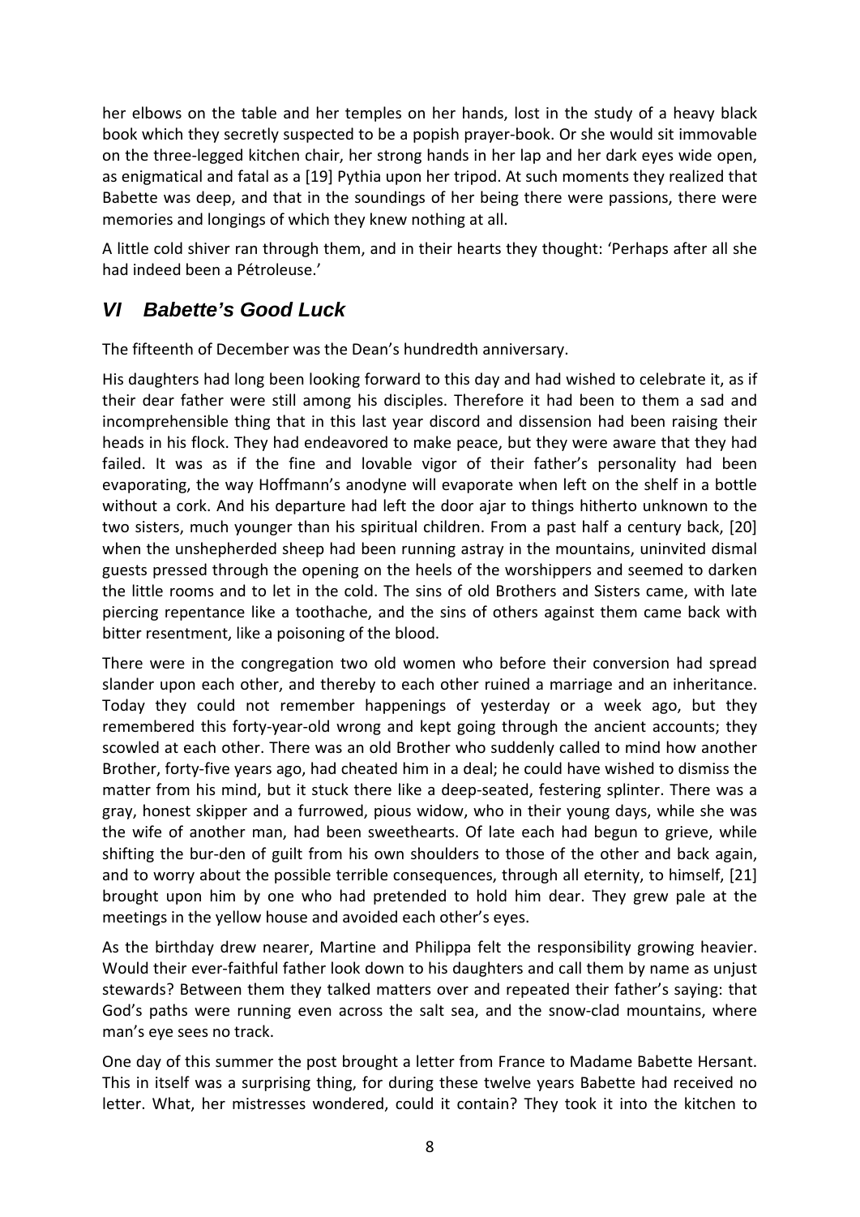her elbows on the table and her temples on her hands, lost in the study of a heavy black book which they secretly suspected to be a popish prayer-book. Or she would sit immovable on the three-legged kitchen chair, her strong hands in her lap and her dark eyes wide open, as enigmatical and fatal as a [19] Pythia upon her tripod. At such moments they realized that Babette was deep, and that in the soundings of her being there were passions, there were memories and longings of which they knew nothing at all.

A little cold shiver ran through them, and in their hearts they thought: 'Perhaps after all she had indeed been a Pétroleuse.'

## *VI Babette's Good Luck*

The fifteenth of December was the Dean's hundredth anniversary.

His daughters had long been looking forward to this day and had wished to celebrate it, as if their dear father were still among his disciples. Therefore it had been to them a sad and incomprehensible thing that in this last year discord and dissension had been raising their heads in his flock. They had endeavored to make peace, but they were aware that they had failed. It was as if the fine and lovable vigor of their father's personality had been evaporating, the way Hoffmann's anodyne will evaporate when left on the shelf in a bottle without a cork. And his departure had left the door ajar to things hitherto unknown to the two sisters, much younger than his spiritual children. From a past half a century back, [20] when the unshepherded sheep had been running astray in the mountains, uninvited dismal guests pressed through the opening on the heels of the worshippers and seemed to darken the little rooms and to let in the cold. The sins of old Brothers and Sisters came, with late piercing repentance like a toothache, and the sins of others against them came back with bitter resentment, like a poisoning of the blood.

There were in the congregation two old women who before their conversion had spread slander upon each other, and thereby to each other ruined a marriage and an inheritance. Today they could not remember happenings of yesterday or a week ago, but they remembered this forty-year-old wrong and kept going through the ancient accounts; they scowled at each other. There was an old Brother who suddenly called to mind how another Brother, forty-five years ago, had cheated him in a deal; he could have wished to dismiss the matter from his mind, but it stuck there like a deep-seated, festering splinter. There was a gray, honest skipper and a furrowed, pious widow, who in their young days, while she was the wife of another man, had been sweethearts. Of late each had begun to grieve, while shifting the bur-den of guilt from his own shoulders to those of the other and back again, and to worry about the possible terrible consequences, through all eternity, to himself, [21] brought upon him by one who had pretended to hold him dear. They grew pale at the meetings in the yellow house and avoided each other's eyes.

As the birthday drew nearer, Martine and Philippa felt the responsibility growing heavier. Would their ever-faithful father look down to his daughters and call them by name as unjust stewards? Between them they talked matters over and repeated their father's saying: that God's paths were running even across the salt sea, and the snow-clad mountains, where man's eye sees no track.

One day of this summer the post brought a letter from France to Madame Babette Hersant. This in itself was a surprising thing, for during these twelve years Babette had received no letter. What, her mistresses wondered, could it contain? They took it into the kitchen to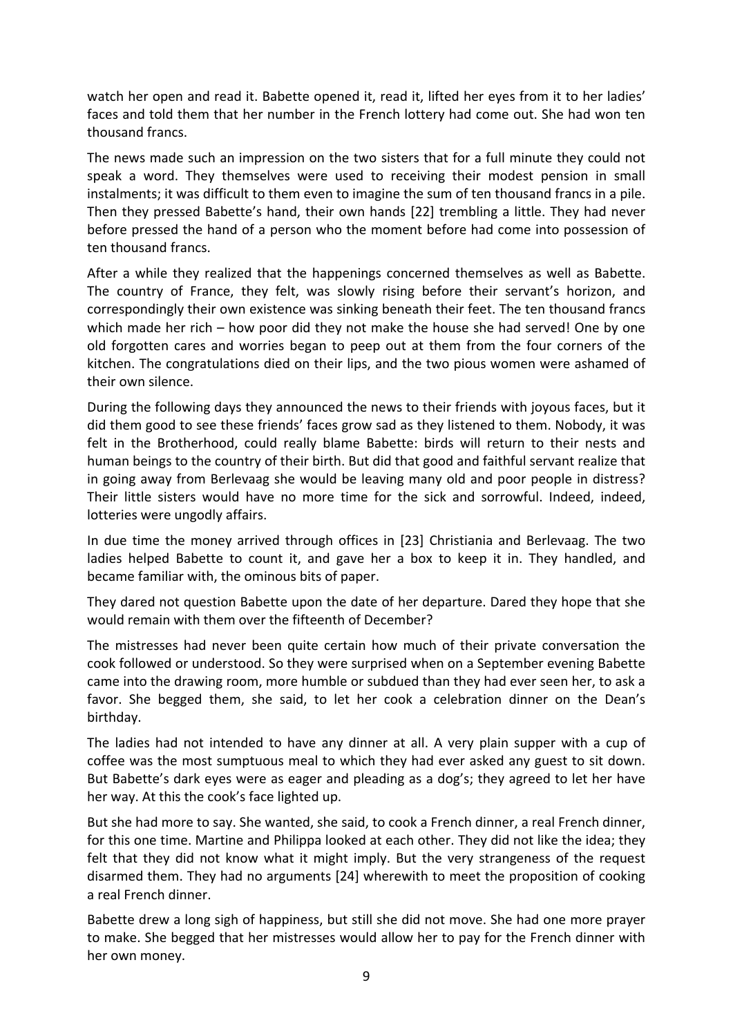watch her open and read it. Babette opened it, read it, lifted her eyes from it to her ladies' faces and told them that her number in the French lottery had come out. She had won ten thousand francs.

The news made such an impression on the two sisters that for a full minute they could not speak a word. They themselves were used to receiving their modest pension in small instalments; it was difficult to them even to imagine the sum of ten thousand francs in a pile. Then they pressed Babette's hand, their own hands [22] trembling a little. They had never before pressed the hand of a person who the moment before had come into possession of ten thousand francs.

After a while they realized that the happenings concerned themselves as well as Babette. The country of France, they felt, was slowly rising before their servant's horizon, and correspondingly their own existence was sinking beneath their feet. The ten thousand francs which made her rich – how poor did they not make the house she had served! One by one old forgotten cares and worries began to peep out at them from the four corners of the kitchen. The congratulations died on their lips, and the two pious women were ashamed of their own silence.

During the following days they announced the news to their friends with joyous faces, but it did them good to see these friends' faces grow sad as they listened to them. Nobody, it was felt in the Brotherhood, could really blame Babette: birds will return to their nests and human beings to the country of their birth. But did that good and faithful servant realize that in going away from Berlevaag she would be leaving many old and poor people in distress? Their little sisters would have no more time for the sick and sorrowful. Indeed, indeed, lotteries were ungodly affairs.

In due time the money arrived through offices in [23] Christiania and Berlevaag. The two ladies helped Babette to count it, and gave her a box to keep it in. They handled, and became familiar with, the ominous bits of paper.

They dared not question Babette upon the date of her departure. Dared they hope that she would remain with them over the fifteenth of December?

The mistresses had never been quite certain how much of their private conversation the cook followed or understood. So they were surprised when on a September evening Babette came into the drawing room, more humble or subdued than they had ever seen her, to ask a favor. She begged them, she said, to let her cook a celebration dinner on the Dean's birthday.

The ladies had not intended to have any dinner at all. A very plain supper with a cup of coffee was the most sumptuous meal to which they had ever asked any guest to sit down. But Babette's dark eyes were as eager and pleading as a dog's; they agreed to let her have her way. At this the cook's face lighted up.

But she had more to say. She wanted, she said, to cook a French dinner, a real French dinner, for this one time. Martine and Philippa looked at each other. They did not like the idea; they felt that they did not know what it might imply. But the very strangeness of the request disarmed them. They had no arguments [24] wherewith to meet the proposition of cooking a real French dinner.

Babette drew a long sigh of happiness, but still she did not move. She had one more prayer to make. She begged that her mistresses would allow her to pay for the French dinner with her own money.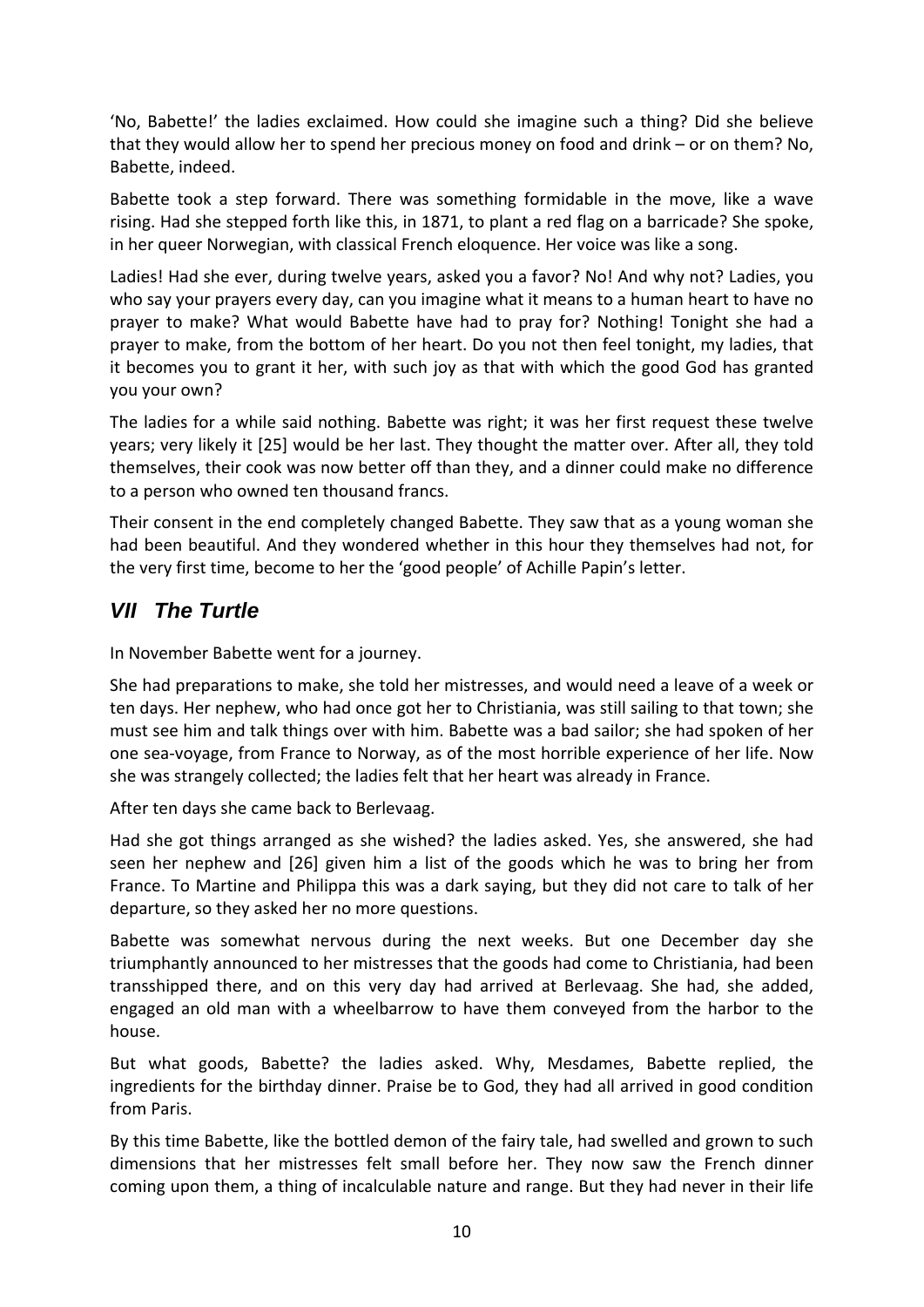'No, Babette!' the ladies exclaimed. How could she imagine such a thing? Did she believe that they would allow her to spend her precious money on food and drink – or on them? No, Babette, indeed.

Babette took a step forward. There was something formidable in the move, like a wave rising. Had she stepped forth like this, in 1871, to plant a red flag on a barricade? She spoke, in her queer Norwegian, with classical French eloquence. Her voice was like a song.

Ladies! Had she ever, during twelve years, asked you a favor? No! And why not? Ladies, you who say your prayers every day, can you imagine what it means to a human heart to have no prayer to make? What would Babette have had to pray for? Nothing! Tonight she had a prayer to make, from the bottom of her heart. Do you not then feel tonight, my ladies, that it becomes you to grant it her, with such joy as that with which the good God has granted you your own?

The ladies for a while said nothing. Babette was right; it was her first request these twelve years; very likely it [25] would be her last. They thought the matter over. After all, they told themselves, their cook was now better off than they, and a dinner could make no difference to a person who owned ten thousand francs.

Their consent in the end completely changed Babette. They saw that as a young woman she had been beautiful. And they wondered whether in this hour they themselves had not, for the very first time, become to her the 'good people' of Achille Papin's letter.

## *VII The Turtle*

In November Babette went for a journey.

She had preparations to make, she told her mistresses, and would need a leave of a week or ten days. Her nephew, who had once got her to Christiania, was still sailing to that town; she must see him and talk things over with him. Babette was a bad sailor; she had spoken of her one sea-voyage, from France to Norway, as of the most horrible experience of her life. Now she was strangely collected; the ladies felt that her heart was already in France.

After ten days she came back to Berlevaag.

Had she got things arranged as she wished? the ladies asked. Yes, she answered, she had seen her nephew and [26] given him a list of the goods which he was to bring her from France. To Martine and Philippa this was a dark saying, but they did not care to talk of her departure, so they asked her no more questions.

Babette was somewhat nervous during the next weeks. But one December day she triumphantly announced to her mistresses that the goods had come to Christiania, had been transshipped there, and on this very day had arrived at Berlevaag. She had, she added, engaged an old man with a wheelbarrow to have them conveyed from the harbor to the house.

But what goods, Babette? the ladies asked. Why, Mesdames, Babette replied, the ingredients for the birthday dinner. Praise be to God, they had all arrived in good condition from Paris.

By this time Babette, like the bottled demon of the fairy tale, had swelled and grown to such dimensions that her mistresses felt small before her. They now saw the French dinner coming upon them, a thing of incalculable nature and range. But they had never in their life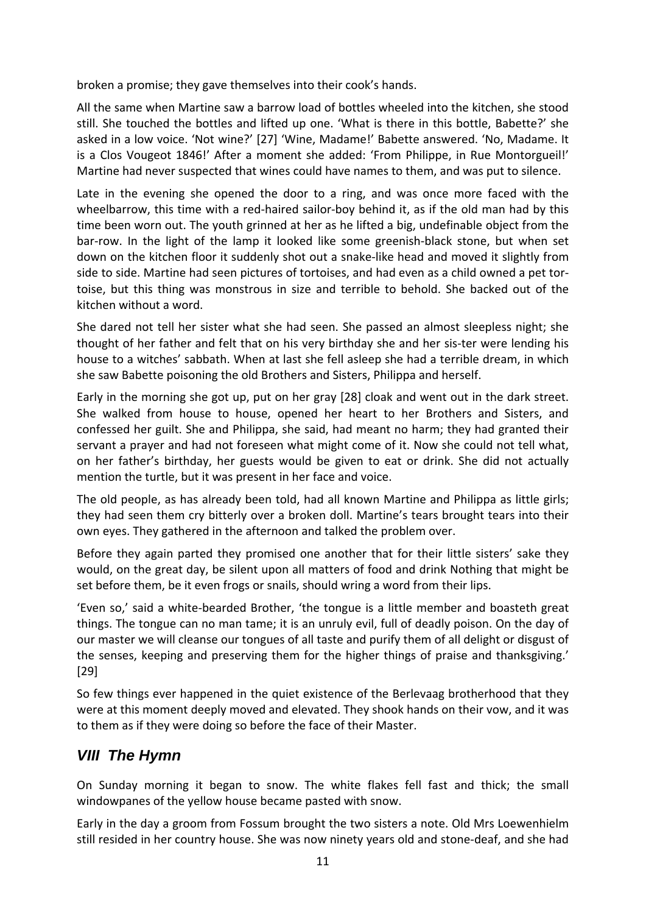broken a promise; they gave themselves into their cook's hands.

All the same when Martine saw a barrow load of bottles wheeled into the kitchen, she stood still. She touched the bottles and lifted up one. 'What is there in this bottle, Babette?' she asked in a low voice. 'Not wine?' [27] 'Wine, Madame!' Babette answered. 'No, Madame. It is a Clos Vougeot 1846!' After a moment she added: 'From Philippe, in Rue Montorgueil!' Martine had never suspected that wines could have names to them, and was put to silence.

Late in the evening she opened the door to a ring, and was once more faced with the wheelbarrow, this time with a red-haired sailor-boy behind it, as if the old man had by this time been worn out. The youth grinned at her as he lifted a big, undefinable object from the bar-row. In the light of the lamp it looked like some greenish-black stone, but when set down on the kitchen floor it suddenly shot out a snake-like head and moved it slightly from side to side. Martine had seen pictures of tortoises, and had even as a child owned a pet tor-toise, but this thing was monstrous in size and terrible to behold. She backed out of the kitchen without a word.

She dared not tell her sister what she had seen. She passed an almost sleepless night; she thought of her father and felt that on his very birthday she and her sis-ter were lending his house to a witches' sabbath. When at last she fell asleep she had a terrible dream, in which she saw Babette poisoning the old Brothers and Sisters, Philippa and herself.

Early in the morning she got up, put on her gray [28] cloak and went out in the dark street. She walked from house to house, opened her heart to her Brothers and Sisters, and confessed her guilt. She and Philippa, she said, had meant no harm; they had granted their servant a prayer and had not foreseen what might come of it. Now she could not tell what, on her father's birthday, her guests would be given to eat or drink. She did not actually mention the turtle, but it was present in her face and voice.

The old people, as has already been told, had all known Martine and Philippa as little girls; they had seen them cry bitterly over a broken doll. Martine's tears brought tears into their own eyes. They gathered in the afternoon and talked the problem over.

Before they again parted they promised one another that for their little sisters' sake they would, on the great day, be silent upon all matters of food and drink Nothing that might be set before them, be it even frogs or snails, should wring a word from their lips.

'Even so,' said a white-bearded Brother, 'the tongue is a little member and boasteth great things. The tongue can no man tame; it is an unruly evil, full of deadly poison. On the day of our master we will cleanse our tongues of all taste and purify them of all delight or disgust of the senses, keeping and preserving them for the higher things of praise and thanksgiving.' [29]

So few things ever happened in the quiet existence of the Berlevaag brotherhood that they were at this moment deeply moved and elevated. They shook hands on their vow, and it was to them as if they were doing so before the face of their Master.

## *VIII The Hymn*

On Sunday morning it began to snow. The white flakes fell fast and thick; the small windowpanes of the yellow house became pasted with snow.

Early in the day a groom from Fossum brought the two sisters a note. Old Mrs Loewenhielm still resided in her country house. She was now ninety years old and stone-deaf, and she had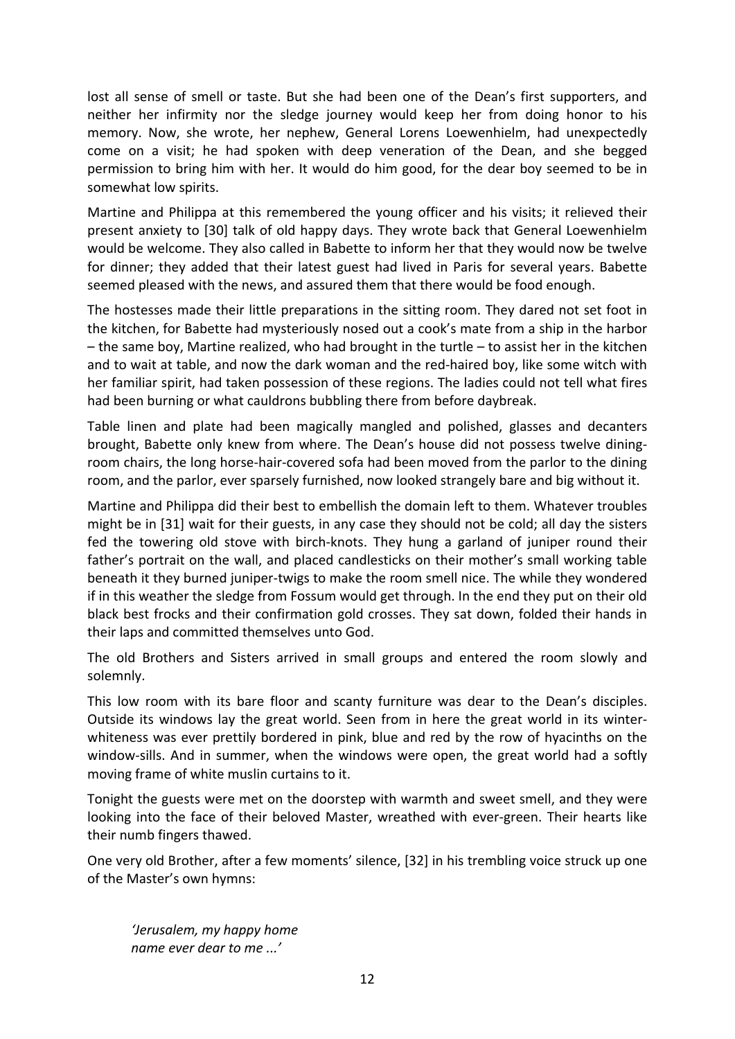lost all sense of smell or taste. But she had been one of the Dean's first supporters, and neither her infirmity nor the sledge journey would keep her from doing honor to his memory. Now, she wrote, her nephew, General Lorens Loewenhielm, had unexpectedly come on a visit; he had spoken with deep veneration of the Dean, and she begged permission to bring him with her. It would do him good, for the dear boy seemed to be in somewhat low spirits.

Martine and Philippa at this remembered the young officer and his visits; it relieved their present anxiety to [30] talk of old happy days. They wrote back that General Loewenhielm would be welcome. They also called in Babette to inform her that they would now be twelve for dinner; they added that their latest guest had lived in Paris for several years. Babette seemed pleased with the news, and assured them that there would be food enough.

The hostesses made their little preparations in the sitting room. They dared not set foot in the kitchen, for Babette had mysteriously nosed out a cook's mate from a ship in the harbor – the same boy, Martine realized, who had brought in the turtle – to assist her in the kitchen and to wait at table, and now the dark woman and the red-haired boy, like some witch with her familiar spirit, had taken possession of these regions. The ladies could not tell what fires had been burning or what cauldrons bubbling there from before daybreak.

Table linen and plate had been magically mangled and polished, glasses and decanters brought, Babette only knew from where. The Dean's house did not possess twelve dining-room chairs, the long horse-hair-covered sofa had been moved from the parlor to the dining room, and the parlor, ever sparsely furnished, now looked strangely bare and big without it.

Martine and Philippa did their best to embellish the domain left to them. Whatever troubles might be in [31] wait for their guests, in any case they should not be cold; all day the sisters fed the towering old stove with birch-knots. They hung a garland of juniper round their father's portrait on the wall, and placed candlesticks on their mother's small working table beneath it they burned juniper-twigs to make the room smell nice. The while they wondered if in this weather the sledge from Fossum would get through. In the end they put on their old black best frocks and their confirmation gold crosses. They sat down, folded their hands in their laps and committed themselves unto God.

The old Brothers and Sisters arrived in small groups and entered the room slowly and solemnly.

This low room with its bare floor and scanty furniture was dear to the Dean's disciples. Outside its windows lay the great world. Seen from in here the great world in its winter-whiteness was ever prettily bordered in pink, blue and red by the row of hyacinths on the window-sills. And in summer, when the windows were open, the great world had a softly moving frame of white muslin curtains to it.

Tonight the guests were met on the doorstep with warmth and sweet smell, and they were looking into the face of their beloved Master, wreathed with ever-green. Their hearts like their numb fingers thawed.

One very old Brother, after a few moments' silence, [32] in his trembling voice struck up one of the Master's own hymns:

> *'Jerusalem, my happy home*
> *name ever dear to me ...'*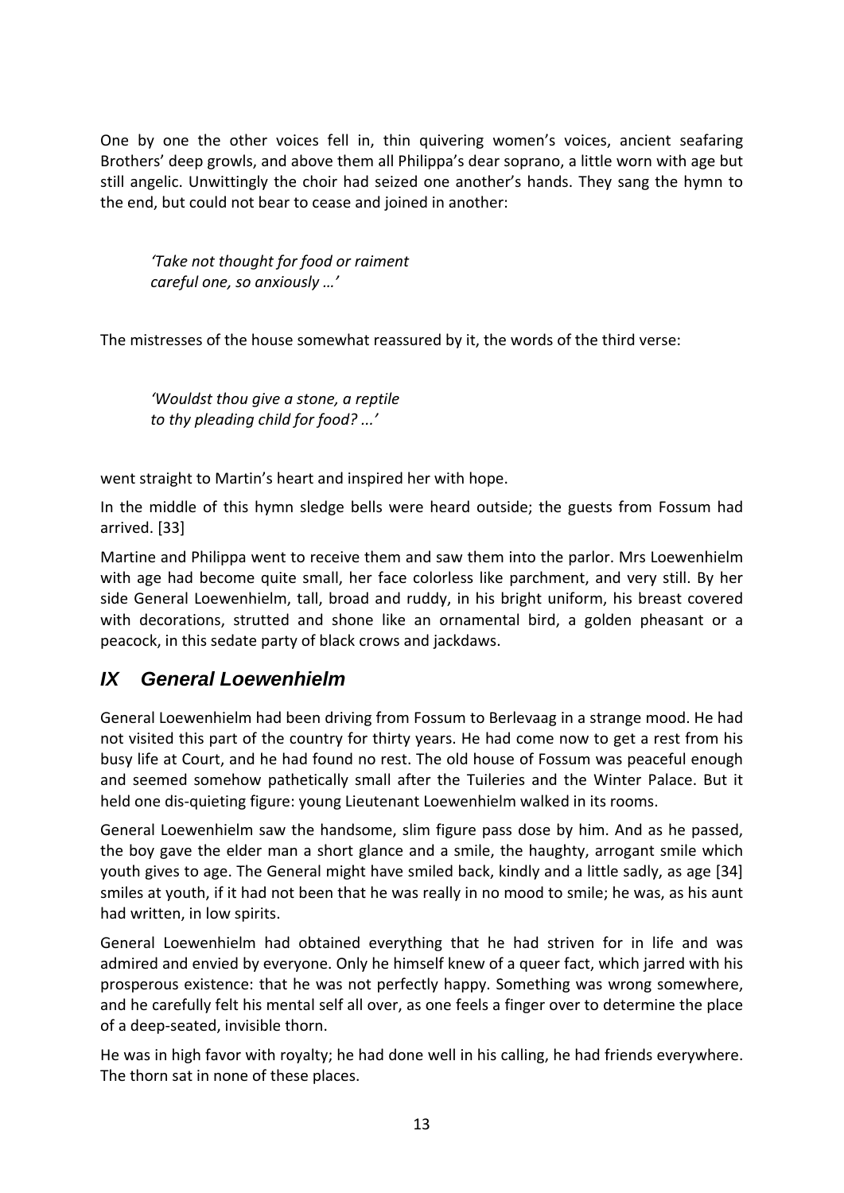One by one the other voices fell in, thin quivering women's voices, ancient seafaring Brothers' deep growls, and above them all Philippa's dear soprano, a little worn with age but still angelic. Unwittingly the choir had seized one another's hands. They sang the hymn to the end, but could not bear to cease and joined in another:

> *'Take not thought for food or raiment*
> *careful one, so anxiously …'*

The mistresses of the house somewhat reassured by it, the words of the third verse:

> *'Wouldst thou give a stone, a reptile*
> *to thy pleading child for food? ...'*

went straight to Martin's heart and inspired her with hope.

In the middle of this hymn sledge bells were heard outside; the guests from Fossum had arrived. [33]

Martine and Philippa went to receive them and saw them into the parlor. Mrs Loewenhielm with age had become quite small, her face colorless like parchment, and very still. By her side General Loewenhielm, tall, broad and ruddy, in his bright uniform, his breast covered with decorations, strutted and shone like an ornamental bird, a golden pheasant or a peacock, in this sedate party of black crows and jackdaws.

## *IX General Loewenhielm*

General Loewenhielm had been driving from Fossum to Berlevaag in a strange mood. He had not visited this part of the country for thirty years. He had come now to get a rest from his busy life at Court, and he had found no rest. The old house of Fossum was peaceful enough and seemed somehow pathetically small after the Tuileries and the Winter Palace. But it held one dis-quieting figure: young Lieutenant Loewenhielm walked in its rooms.

General Loewenhielm saw the handsome, slim figure pass dose by him. And as he passed, the boy gave the elder man a short glance and a smile, the haughty, arrogant smile which youth gives to age. The General might have smiled back, kindly and a little sadly, as age [34] smiles at youth, if it had not been that he was really in no mood to smile; he was, as his aunt had written, in low spirits.

General Loewenhielm had obtained everything that he had striven for in life and was admired and envied by everyone. Only he himself knew of a queer fact, which jarred with his prosperous existence: that he was not perfectly happy. Something was wrong somewhere, and he carefully felt his mental self all over, as one feels a finger over to determine the place of a deep-seated, invisible thorn.

He was in high favor with royalty; he had done well in his calling, he had friends everywhere. The thorn sat in none of these places.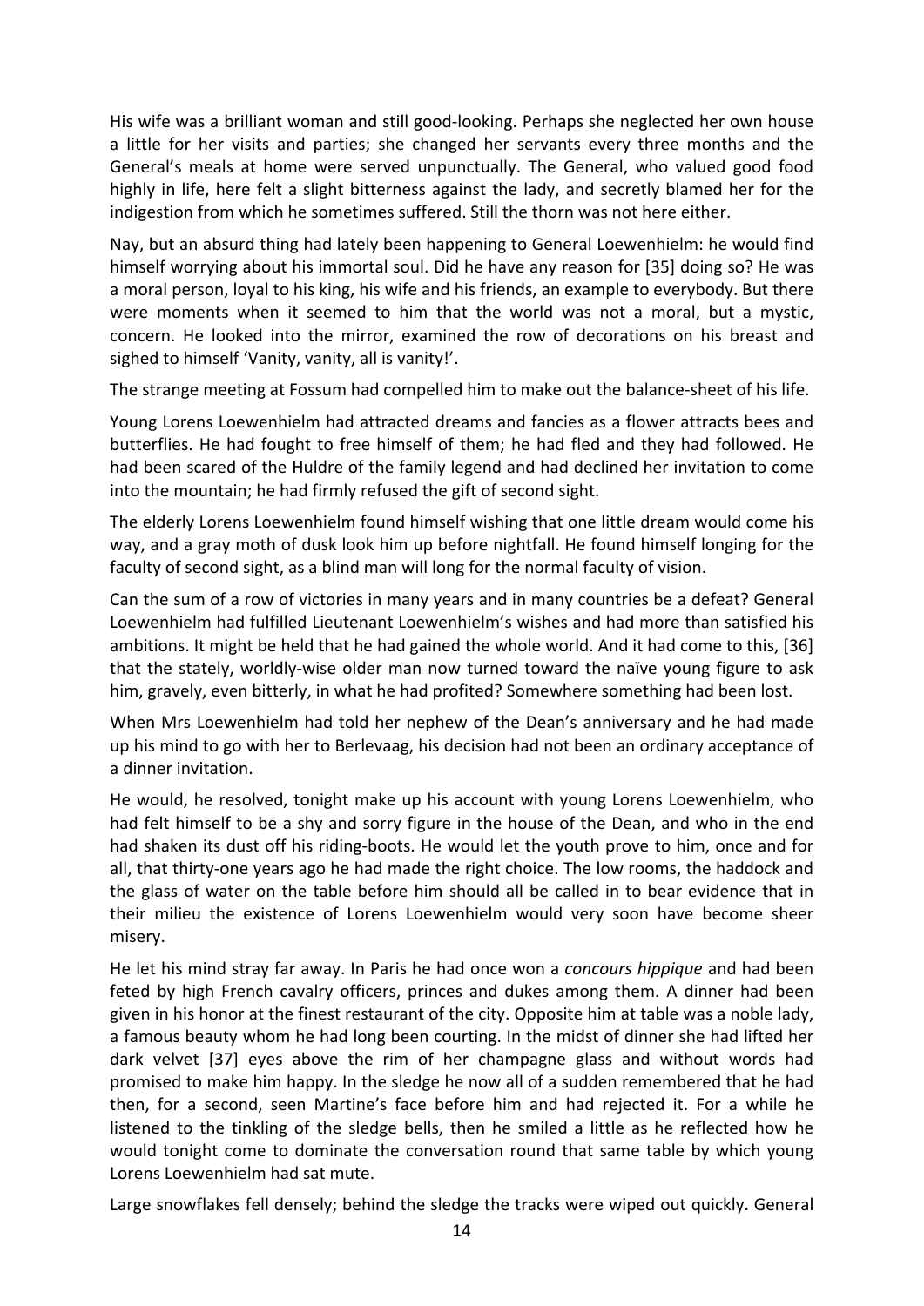His wife was a brilliant woman and still good-looking. Perhaps she neglected her own house a little for her visits and parties; she changed her servants every three months and the General's meals at home were served unpunctually. The General, who valued good food highly in life, here felt a slight bitterness against the lady, and secretly blamed her for the indigestion from which he sometimes suffered. Still the thorn was not here either.

Nay, but an absurd thing had lately been happening to General Loewenhielm: he would find himself worrying about his immortal soul. Did he have any reason for [35] doing so? He was a moral person, loyal to his king, his wife and his friends, an example to everybody. But there were moments when it seemed to him that the world was not a moral, but a mystic, concern. He looked into the mirror, examined the row of decorations on his breast and sighed to himself 'Vanity, vanity, all is vanity!'.

The strange meeting at Fossum had compelled him to make out the balance-sheet of his life.

Young Lorens Loewenhielm had attracted dreams and fancies as a flower attracts bees and butterflies. He had fought to free himself of them; he had fled and they had followed. He had been scared of the Huldre of the family legend and had declined her invitation to come into the mountain; he had firmly refused the gift of second sight.

The elderly Lorens Loewenhielm found himself wishing that one little dream would come his way, and a gray moth of dusk look him up before nightfall. He found himself longing for the faculty of second sight, as a blind man will long for the normal faculty of vision.

Can the sum of a row of victories in many years and in many countries be a defeat? General Loewenhielm had fulfilled Lieutenant Loewenhielm's wishes and had more than satisfied his ambitions. It might be held that he had gained the whole world. And it had come to this, [36] that the stately, worldly-wise older man now turned toward the naïve young figure to ask him, gravely, even bitterly, in what he had profited? Somewhere something had been lost.

When Mrs Loewenhielm had told her nephew of the Dean's anniversary and he had made up his mind to go with her to Berlevaag, his decision had not been an ordinary acceptance of a dinner invitation.

He would, he resolved, tonight make up his account with young Lorens Loewenhielm, who had felt himself to be a shy and sorry figure in the house of the Dean, and who in the end had shaken its dust off his riding-boots. He would let the youth prove to him, once and for all, that thirty-one years ago he had made the right choice. The low rooms, the haddock and the glass of water on the table before him should all be called in to bear evidence that in their milieu the existence of Lorens Loewenhielm would very soon have become sheer misery.

He let his mind stray far away. In Paris he had once won a *concours hippique* and had been feted by high French cavalry officers, princes and dukes among them. A dinner had been given in his honor at the finest restaurant of the city. Opposite him at table was a noble lady, a famous beauty whom he had long been courting. In the midst of dinner she had lifted her dark velvet [37] eyes above the rim of her champagne glass and without words had promised to make him happy. In the sledge he now all of a sudden remembered that he had then, for a second, seen Martine's face before him and had rejected it. For a while he listened to the tinkling of the sledge bells, then he smiled a little as he reflected how he would tonight come to dominate the conversation round that same table by which young Lorens Loewenhielm had sat mute.

Large snowflakes fell densely; behind the sledge the tracks were wiped out quickly. General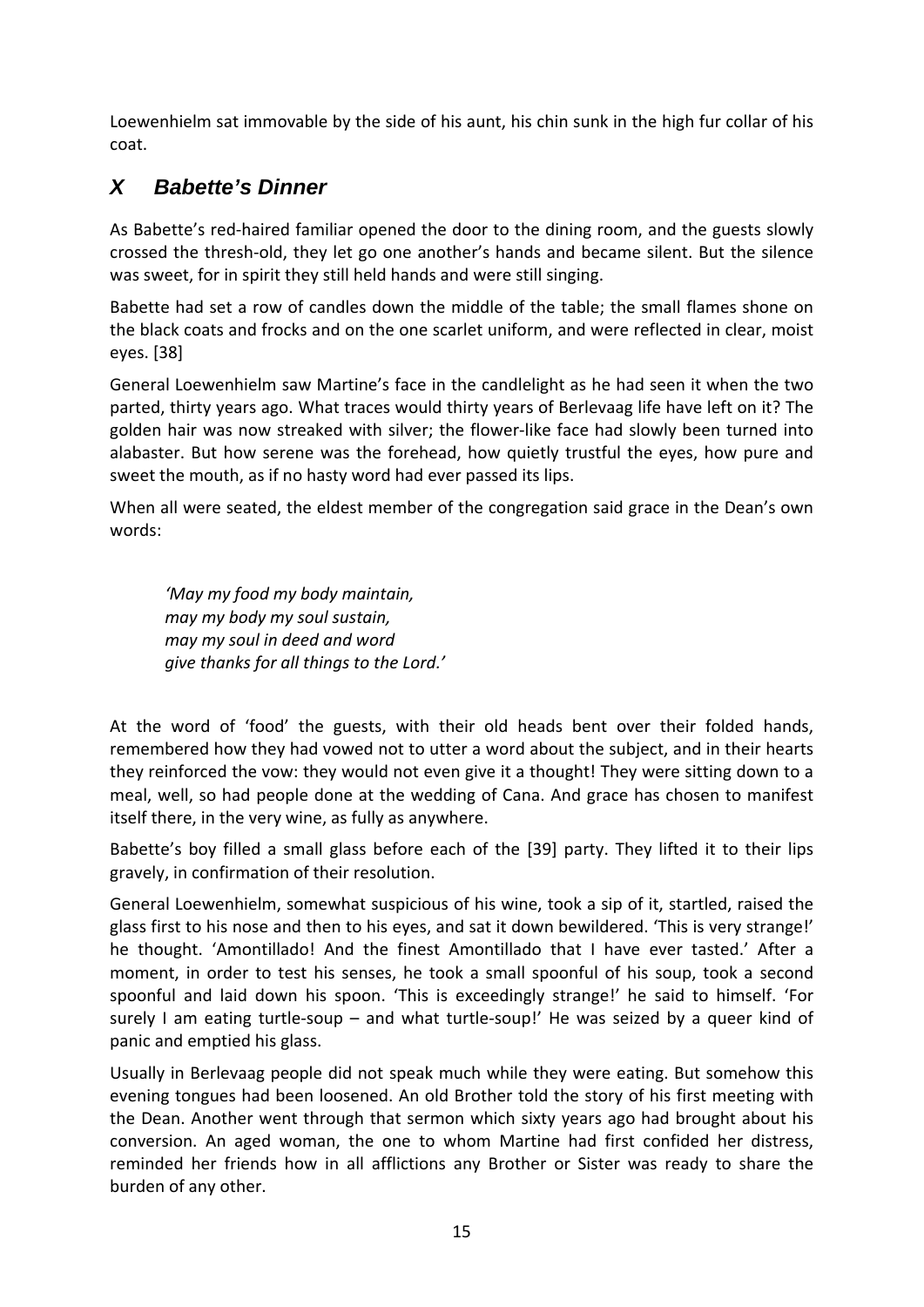Loewenhielm sat immovable by the side of his aunt, his chin sunk in the high fur collar of his coat.

## *X Babette's Dinner*

As Babette's red-haired familiar opened the door to the dining room, and the guests slowly crossed the thresh-old, they let go one another's hands and became silent. But the silence was sweet, for in spirit they still held hands and were still singing.

Babette had set a row of candles down the middle of the table; the small flames shone on the black coats and frocks and on the one scarlet uniform, and were reflected in clear, moist eyes. [38]

General Loewenhielm saw Martine's face in the candlelight as he had seen it when the two parted, thirty years ago. What traces would thirty years of Berlevaag life have left on it? The golden hair was now streaked with silver; the flower-like face had slowly been turned into alabaster. But how serene was the forehead, how quietly trustful the eyes, how pure and sweet the mouth, as if no hasty word had ever passed its lips.

When all were seated, the eldest member of the congregation said grace in the Dean's own words:

> *'May my food my body maintain,*
> *may my body my soul sustain,*
> *may my soul in deed and word*
> *give thanks for all things to the Lord.'*

At the word of 'food' the guests, with their old heads bent over their folded hands, remembered how they had vowed not to utter a word about the subject, and in their hearts they reinforced the vow: they would not even give it a thought! They were sitting down to a meal, well, so had people done at the wedding of Cana. And grace has chosen to manifest itself there, in the very wine, as fully as anywhere.

Babette's boy filled a small glass before each of the [39] party. They lifted it to their lips gravely, in confirmation of their resolution.

General Loewenhielm, somewhat suspicious of his wine, took a sip of it, startled, raised the glass first to his nose and then to his eyes, and sat it down bewildered. 'This is very strange!' he thought. 'Amontillado! And the finest Amontillado that I have ever tasted.' After a moment, in order to test his senses, he took a small spoonful of his soup, took a second spoonful and laid down his spoon. 'This is exceedingly strange!' he said to himself. 'For surely I am eating turtle-soup – and what turtle-soup!' He was seized by a queer kind of panic and emptied his glass.

Usually in Berlevaag people did not speak much while they were eating. But somehow this evening tongues had been loosened. An old Brother told the story of his first meeting with the Dean. Another went through that sermon which sixty years ago had brought about his conversion. An aged woman, the one to whom Martine had first confided her distress, reminded her friends how in all afflictions any Brother or Sister was ready to share the burden of any other.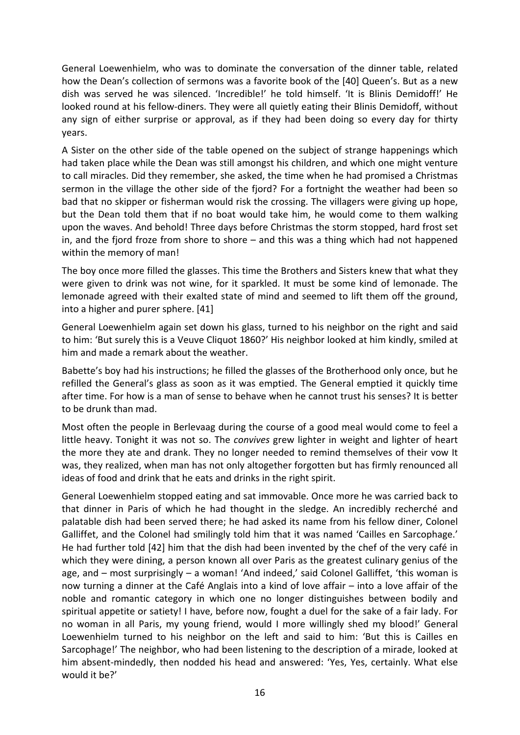General Loewenhielm, who was to dominate the conversation of the dinner table, related how the Dean's collection of sermons was a favorite book of the [40] Queen's. But as a new dish was served he was silenced. 'Incredible!' he told himself. 'It is Blinis Demidoff!' He looked round at his fellow-diners. They were all quietly eating their Blinis Demidoff, without any sign of either surprise or approval, as if they had been doing so every day for thirty years.

A Sister on the other side of the table opened on the subject of strange happenings which had taken place while the Dean was still amongst his children, and which one might venture to call miracles. Did they remember, she asked, the time when he had promised a Christmas sermon in the village the other side of the fjord? For a fortnight the weather had been so bad that no skipper or fisherman would risk the crossing. The villagers were giving up hope, but the Dean told them that if no boat would take him, he would come to them walking upon the waves. And behold! Three days before Christmas the storm stopped, hard frost set in, and the fjord froze from shore to shore – and this was a thing which had not happened within the memory of man!

The boy once more filled the glasses. This time the Brothers and Sisters knew that what they were given to drink was not wine, for it sparkled. It must be some kind of lemonade. The lemonade agreed with their exalted state of mind and seemed to lift them off the ground, into a higher and purer sphere. [41]

General Loewenhielm again set down his glass, turned to his neighbor on the right and said to him: 'But surely this is a Veuve Cliquot 1860?' His neighbor looked at him kindly, smiled at him and made a remark about the weather.

Babette's boy had his instructions; he filled the glasses of the Brotherhood only once, but he refilled the General's glass as soon as it was emptied. The General emptied it quickly time after time. For how is a man of sense to behave when he cannot trust his senses? It is better to be drunk than mad.

Most often the people in Berlevaag during the course of a good meal would come to feel a little heavy. Tonight it was not so. The *convives* grew lighter in weight and lighter of heart the more they ate and drank. They no longer needed to remind themselves of their vow It was, they realized, when man has not only altogether forgotten but has firmly renounced all ideas of food and drink that he eats and drinks in the right spirit.

General Loewenhielm stopped eating and sat immovable. Once more he was carried back to that dinner in Paris of which he had thought in the sledge. An incredibly recherché and palatable dish had been served there; he had asked its name from his fellow diner, Colonel Galliffet, and the Colonel had smilingly told him that it was named 'Cailles en Sarcophage.' He had further told [42] him that the dish had been invented by the chef of the very café in which they were dining, a person known all over Paris as the greatest culinary genius of the age, and – most surprisingly – a woman! 'And indeed,' said Colonel Galliffet, 'this woman is now turning a dinner at the Café Anglais into a kind of love affair – into a love affair of the noble and romantic category in which one no longer distinguishes between bodily and spiritual appetite or satiety! I have, before now, fought a duel for the sake of a fair lady. For no woman in all Paris, my young friend, would I more willingly shed my blood!' General Loewenhielm turned to his neighbor on the left and said to him: 'But this is Cailles en Sarcophage!' The neighbor, who had been listening to the description of a mirade, looked at him absent-mindedly, then nodded his head and answered: 'Yes, Yes, certainly. What else would it be?'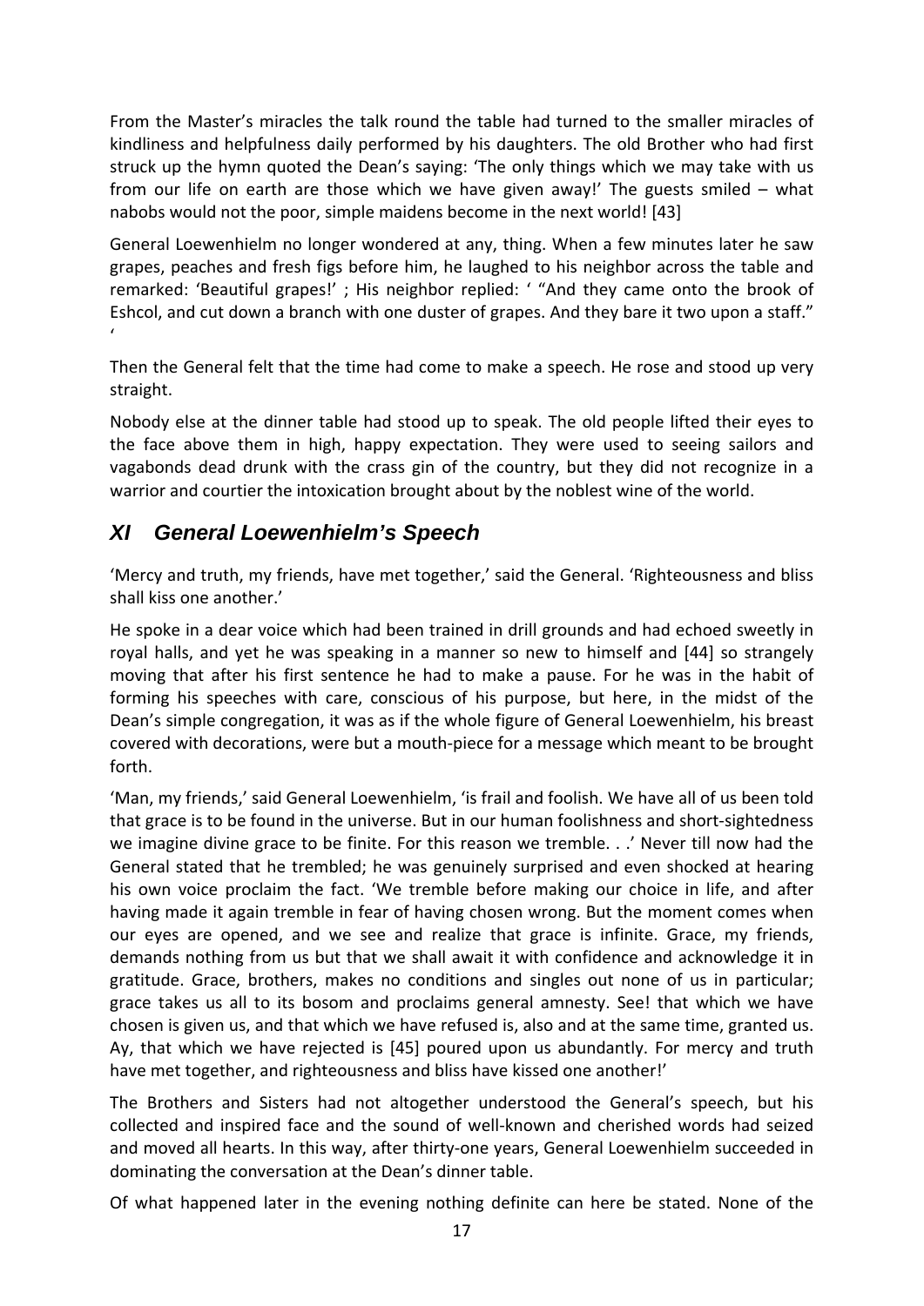From the Master's miracles the talk round the table had turned to the smaller miracles of kindliness and helpfulness daily performed by his daughters. The old Brother who had first struck up the hymn quoted the Dean's saying: 'The only things which we may take with us from our life on earth are those which we have given away!' The guests smiled – what nabobs would not the poor, simple maidens become in the next world! [43]

General Loewenhielm no longer wondered at any, thing. When a few minutes later he saw grapes, peaches and fresh figs before him, he laughed to his neighbor across the table and remarked: 'Beautiful grapes!' ; His neighbor replied: ' "And they came onto the brook of Eshcol, and cut down a branch with one duster of grapes. And they bare it two upon a staff." '

Then the General felt that the time had come to make a speech. He rose and stood up very straight.

Nobody else at the dinner table had stood up to speak. The old people lifted their eyes to the face above them in high, happy expectation. They were used to seeing sailors and vagabonds dead drunk with the crass gin of the country, but they did not recognize in a warrior and courtier the intoxication brought about by the noblest wine of the world.

## *XI General Loewenhielm's Speech*

'Mercy and truth, my friends, have met together,' said the General. 'Righteousness and bliss shall kiss one another.'

He spoke in a dear voice which had been trained in drill grounds and had echoed sweetly in royal halls, and yet he was speaking in a manner so new to himself and [44] so strangely moving that after his first sentence he had to make a pause. For he was in the habit of forming his speeches with care, conscious of his purpose, but here, in the midst of the Dean's simple congregation, it was as if the whole figure of General Loewenhielm, his breast covered with decorations, were but a mouth-piece for a message which meant to be brought forth.

'Man, my friends,' said General Loewenhielm, 'is frail and foolish. We have all of us been told that grace is to be found in the universe. But in our human foolishness and short-sightedness we imagine divine grace to be finite. For this reason we tremble. . .' Never till now had the General stated that he trembled; he was genuinely surprised and even shocked at hearing his own voice proclaim the fact. 'We tremble before making our choice in life, and after having made it again tremble in fear of having chosen wrong. But the moment comes when our eyes are opened, and we see and realize that grace is infinite. Grace, my friends, demands nothing from us but that we shall await it with confidence and acknowledge it in gratitude. Grace, brothers, makes no conditions and singles out none of us in particular; grace takes us all to its bosom and proclaims general amnesty. See! that which we have chosen is given us, and that which we have refused is, also and at the same time, granted us. Ay, that which we have rejected is [45] poured upon us abundantly. For mercy and truth have met together, and righteousness and bliss have kissed one another!'

The Brothers and Sisters had not altogether understood the General's speech, but his collected and inspired face and the sound of well-known and cherished words had seized and moved all hearts. In this way, after thirty-one years, General Loewenhielm succeeded in dominating the conversation at the Dean's dinner table.

Of what happened later in the evening nothing definite can here be stated. None of the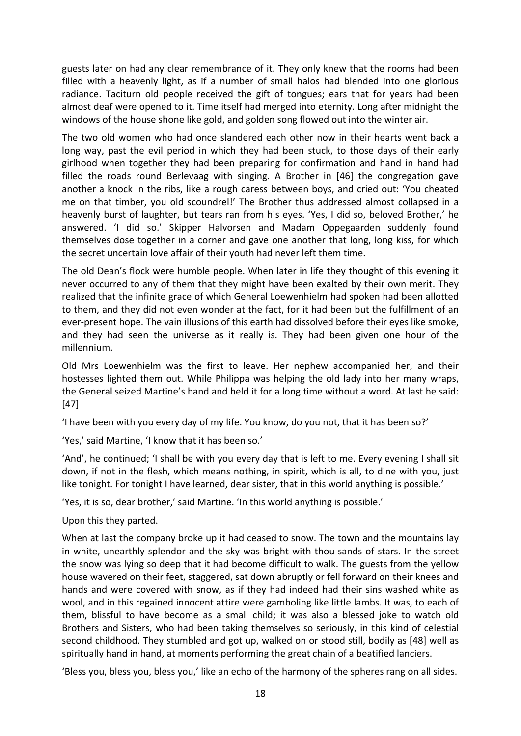guests later on had any clear remembrance of it. They only knew that the rooms had been filled with a heavenly light, as if a number of small halos had blended into one glorious radiance. Taciturn old people received the gift of tongues; ears that for years had been almost deaf were opened to it. Time itself had merged into eternity. Long after midnight the windows of the house shone like gold, and golden song flowed out into the winter air.

The two old women who had once slandered each other now in their hearts went back a long way, past the evil period in which they had been stuck, to those days of their early girlhood when together they had been preparing for confirmation and hand in hand had filled the roads round Berlevaag with singing. A Brother in [46] the congregation gave another a knock in the ribs, like a rough caress between boys, and cried out: 'You cheated me on that timber, you old scoundrel!' The Brother thus addressed almost collapsed in a heavenly burst of laughter, but tears ran from his eyes. 'Yes, I did so, beloved Brother,' he answered. 'I did so.' Skipper Halvorsen and Madam Oppegaarden suddenly found themselves dose together in a corner and gave one another that long, long kiss, for which the secret uncertain love affair of their youth had never left them time.

The old Dean's flock were humble people. When later in life they thought of this evening it never occurred to any of them that they might have been exalted by their own merit. They realized that the infinite grace of which General Loewenhielm had spoken had been allotted to them, and they did not even wonder at the fact, for it had been but the fulfillment of an ever-present hope. The vain illusions of this earth had dissolved before their eyes like smoke, and they had seen the universe as it really is. They had been given one hour of the millennium.

Old Mrs Loewenhielm was the first to leave. Her nephew accompanied her, and their hostesses lighted them out. While Philippa was helping the old lady into her many wraps, the General seized Martine's hand and held it for a long time without a word. At last he said: [47]

'I have been with you every day of my life. You know, do you not, that it has been so?'

'Yes,' said Martine, 'I know that it has been so.'

'And', he continued; 'I shall be with you every day that is left to me. Every evening I shall sit down, if not in the flesh, which means nothing, in spirit, which is all, to dine with you, just like tonight. For tonight I have learned, dear sister, that in this world anything is possible.'

'Yes, it is so, dear brother,' said Martine. 'In this world anything is possible.'

Upon this they parted.

When at last the company broke up it had ceased to snow. The town and the mountains lay in white, unearthly splendor and the sky was bright with thou-sands of stars. In the street the snow was lying so deep that it had become difficult to walk. The guests from the yellow house wavered on their feet, staggered, sat down abruptly or fell forward on their knees and hands and were covered with snow, as if they had indeed had their sins washed white as wool, and in this regained innocent attire were gamboling like little lambs. It was, to each of them, blissful to have become as a small child; it was also a blessed joke to watch old Brothers and Sisters, who had been taking themselves so seriously, in this kind of celestial second childhood. They stumbled and got up, walked on or stood still, bodily as [48] well as spiritually hand in hand, at moments performing the great chain of a beatified lanciers.

'Bless you, bless you, bless you,' like an echo of the harmony of the spheres rang on all sides.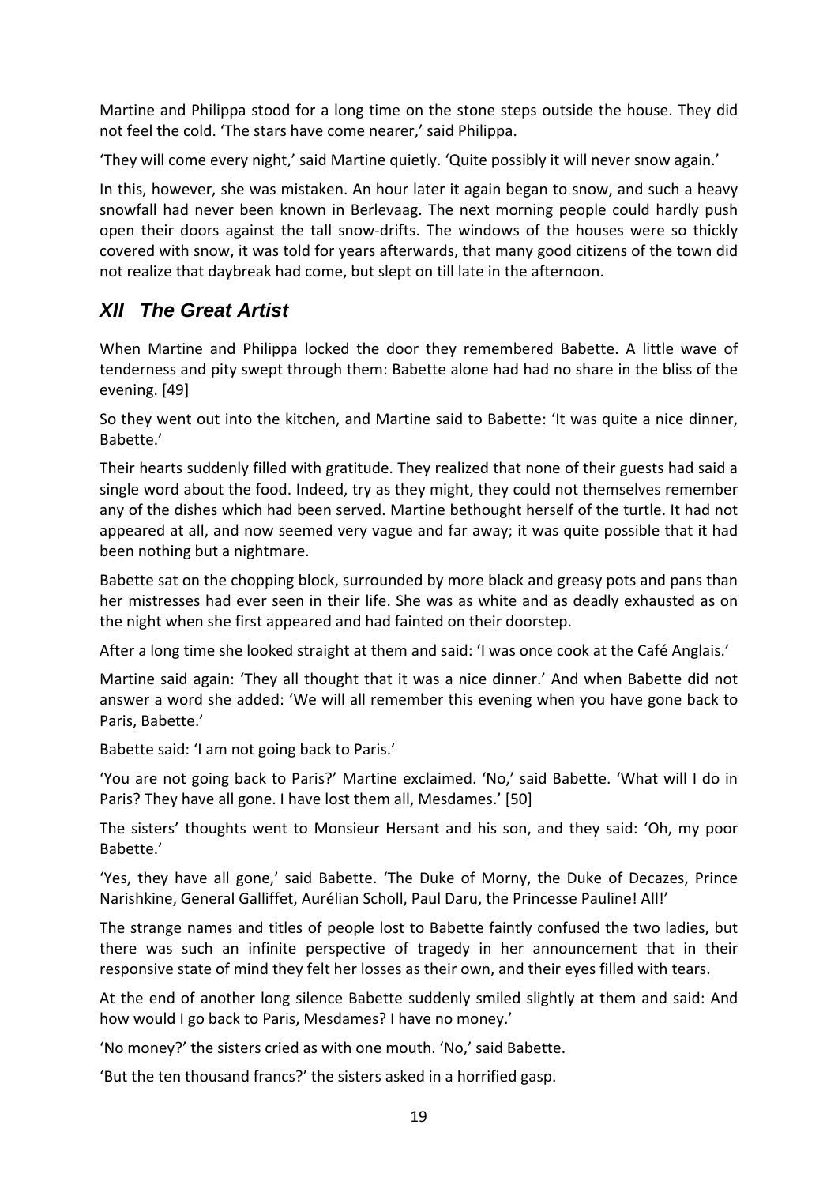Martine and Philippa stood for a long time on the stone steps outside the house. They did not feel the cold. 'The stars have come nearer,' said Philippa.

'They will come every night,' said Martine quietly. 'Quite possibly it will never snow again.'

In this, however, she was mistaken. An hour later it again began to snow, and such a heavy snowfall had never been known in Berlevaag. The next morning people could hardly push open their doors against the tall snow-drifts. The windows of the houses were so thickly covered with snow, it was told for years afterwards, that many good citizens of the town did not realize that daybreak had come, but slept on till late in the afternoon.

## *XII The Great Artist*

When Martine and Philippa locked the door they remembered Babette. A little wave of tenderness and pity swept through them: Babette alone had had no share in the bliss of the evening. [49]

So they went out into the kitchen, and Martine said to Babette: 'It was quite a nice dinner, Babette.'

Their hearts suddenly filled with gratitude. They realized that none of their guests had said a single word about the food. Indeed, try as they might, they could not themselves remember any of the dishes which had been served. Martine bethought herself of the turtle. It had not appeared at all, and now seemed very vague and far away; it was quite possible that it had been nothing but a nightmare.

Babette sat on the chopping block, surrounded by more black and greasy pots and pans than her mistresses had ever seen in their life. She was as white and as deadly exhausted as on the night when she first appeared and had fainted on their doorstep.

After a long time she looked straight at them and said: 'I was once cook at the Café Anglais.'

Martine said again: 'They all thought that it was a nice dinner.' And when Babette did not answer a word she added: 'We will all remember this evening when you have gone back to Paris, Babette.'

Babette said: 'I am not going back to Paris.'

'You are not going back to Paris?' Martine exclaimed. 'No,' said Babette. 'What will I do in Paris? They have all gone. I have lost them all, Mesdames.' [50]

The sisters' thoughts went to Monsieur Hersant and his son, and they said: 'Oh, my poor Babette.'

'Yes, they have all gone,' said Babette. 'The Duke of Morny, the Duke of Decazes, Prince Narishkine, General Galliffet, Aurélian Scholl, Paul Daru, the Princesse Pauline! All!'

The strange names and titles of people lost to Babette faintly confused the two ladies, but there was such an infinite perspective of tragedy in her announcement that in their responsive state of mind they felt her losses as their own, and their eyes filled with tears.

At the end of another long silence Babette suddenly smiled slightly at them and said: And how would I go back to Paris, Mesdames? I have no money.'

'No money?' the sisters cried as with one mouth. 'No,' said Babette.

'But the ten thousand francs?' the sisters asked in a horrified gasp.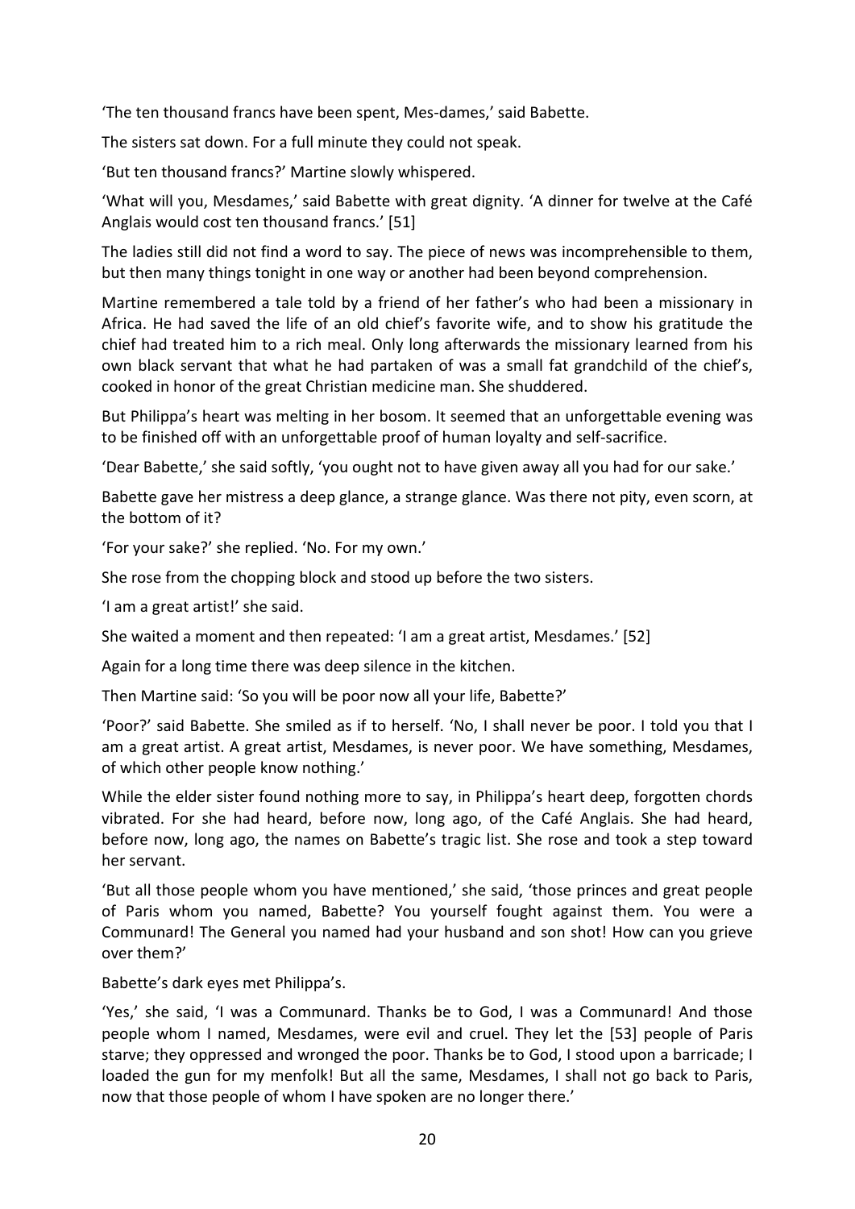'The ten thousand francs have been spent, Mes-dames,' said Babette.

The sisters sat down. For a full minute they could not speak.

'But ten thousand francs?' Martine slowly whispered.

'What will you, Mesdames,' said Babette with great dignity. 'A dinner for twelve at the Café Anglais would cost ten thousand francs.' [51]

The ladies still did not find a word to say. The piece of news was incomprehensible to them, but then many things tonight in one way or another had been beyond comprehension.

Martine remembered a tale told by a friend of her father's who had been a missionary in Africa. He had saved the life of an old chief's favorite wife, and to show his gratitude the chief had treated him to a rich meal. Only long afterwards the missionary learned from his own black servant that what he had partaken of was a small fat grandchild of the chief's, cooked in honor of the great Christian medicine man. She shuddered.

But Philippa's heart was melting in her bosom. It seemed that an unforgettable evening was to be finished off with an unforgettable proof of human loyalty and self-sacrifice.

'Dear Babette,' she said softly, 'you ought not to have given away all you had for our sake.'

Babette gave her mistress a deep glance, a strange glance. Was there not pity, even scorn, at the bottom of it?

'For your sake?' she replied. 'No. For my own.'

She rose from the chopping block and stood up before the two sisters.

'I am a great artist!' she said.

She waited a moment and then repeated: 'I am a great artist, Mesdames.' [52]

Again for a long time there was deep silence in the kitchen.

Then Martine said: 'So you will be poor now all your life, Babette?'

'Poor?' said Babette. She smiled as if to herself. 'No, I shall never be poor. I told you that I am a great artist. A great artist, Mesdames, is never poor. We have something, Mesdames, of which other people know nothing.'

While the elder sister found nothing more to say, in Philippa's heart deep, forgotten chords vibrated. For she had heard, before now, long ago, of the Café Anglais. She had heard, before now, long ago, the names on Babette's tragic list. She rose and took a step toward her servant.

'But all those people whom you have mentioned,' she said, 'those princes and great people of Paris whom you named, Babette? You yourself fought against them. You were a Communard! The General you named had your husband and son shot! How can you grieve over them?'

Babette's dark eyes met Philippa's.

'Yes,' she said, 'I was a Communard. Thanks be to God, I was a Communard! And those people whom I named, Mesdames, were evil and cruel. They let the [53] people of Paris starve; they oppressed and wronged the poor. Thanks be to God, I stood upon a barricade; I loaded the gun for my menfolk! But all the same, Mesdames, I shall not go back to Paris, now that those people of whom I have spoken are no longer there.'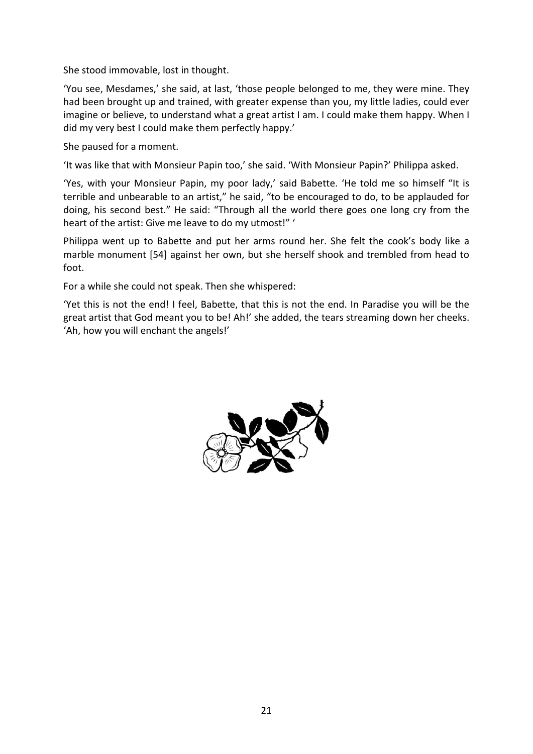She stood immovable, lost in thought.

'You see, Mesdames,' she said, at last, 'those people belonged to me, they were mine. They had been brought up and trained, with greater expense than you, my little ladies, could ever imagine or believe, to understand what a great artist I am. I could make them happy. When I did my very best I could make them perfectly happy.'

She paused for a moment.

'It was like that with Monsieur Papin too,' she said. 'With Monsieur Papin?' Philippa asked.

'Yes, with your Monsieur Papin, my poor lady,' said Babette. 'He told me so himself "It is terrible and unbearable to an artist," he said, "to be encouraged to do, to be applauded for doing, his second best." He said: "Through all the world there goes one long cry from the heart of the artist: Give me leave to do my utmost!" '

Philippa went up to Babette and put her arms round her. She felt the cook's body like a marble monument [54] against her own, but she herself shook and trembled from head to foot.

For a while she could not speak. Then she whispered:

'Yet this is not the end! I feel, Babette, that this is not the end. In Paradise you will be the great artist that God meant you to be! Ah!' she added, the tears streaming down her cheeks. 'Ah, how you will enchant the angels!'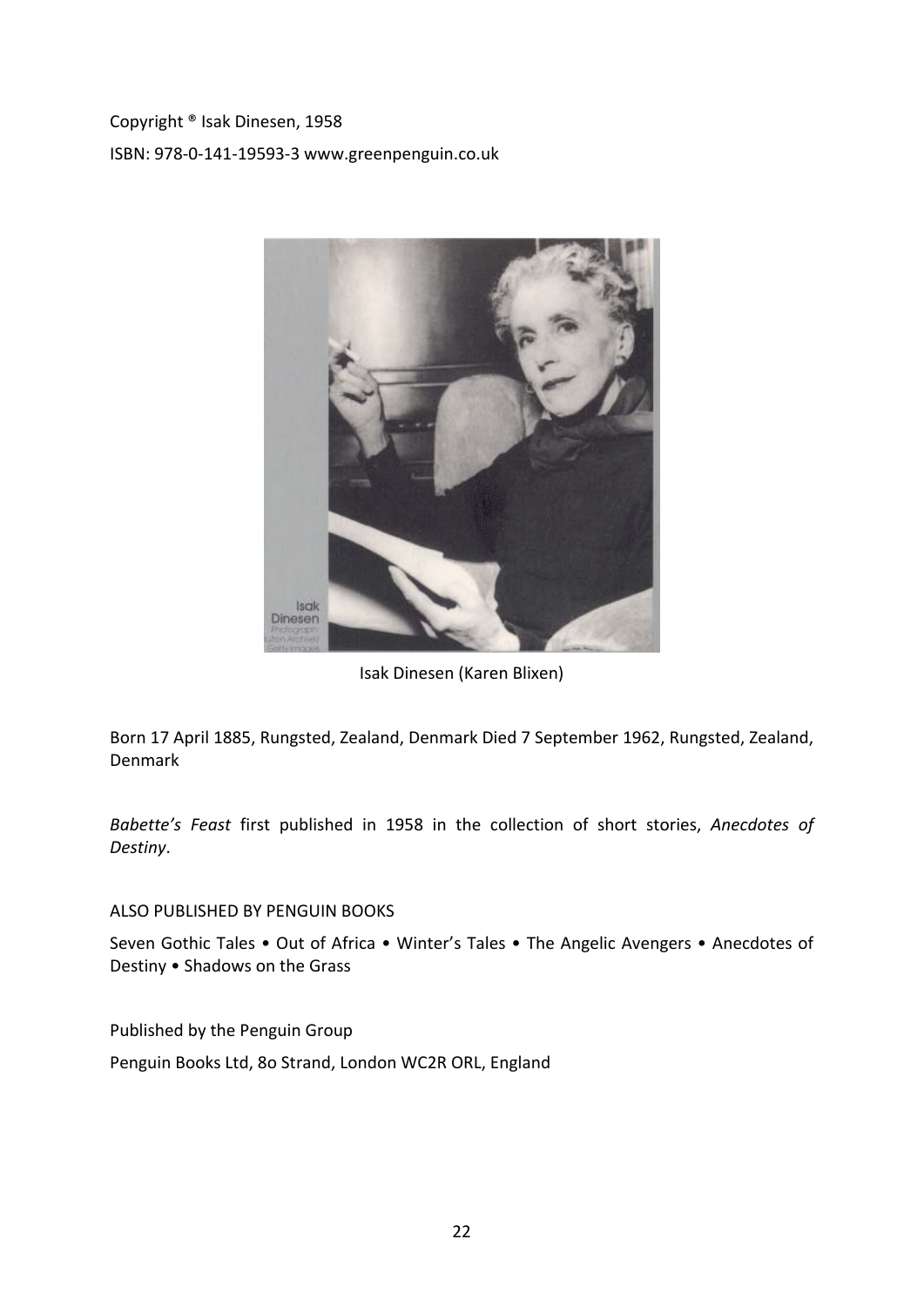Copyright ® Isak Dinesen, 1958

ISBN: 978-0-141-19593-3 www.greenpenguin.co.uk

Isak Dinesen (Karen Blixen)

Born 17 April 1885, Rungsted, Zealand, Denmark Died 7 September 1962, Rungsted, Zealand, Denmark

*Babette's Feast* first published in 1958 in the collection of short stories, *Anecdotes of Destiny*.

ALSO PUBLISHED BY PENGUIN BOOKS

Seven Gothic Tales • Out of Africa • Winter's Tales • The Angelic Avengers • Anecdotes of Destiny • Shadows on the Grass

Published by the Penguin Group

Penguin Books Ltd, 8o Strand, London WC2R ORL, England